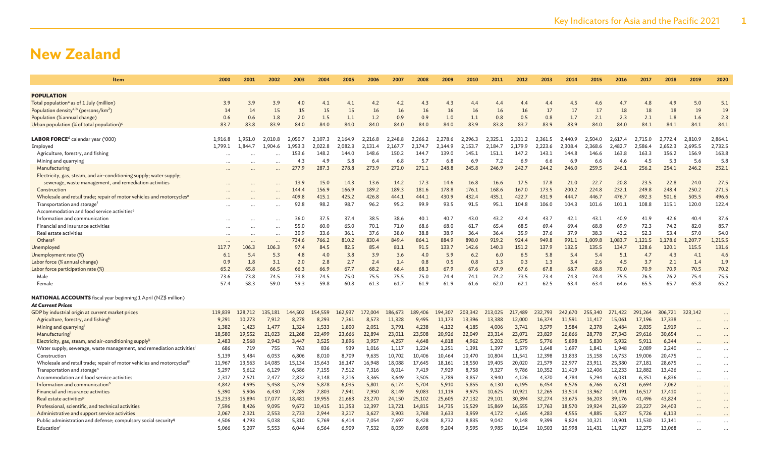# New Zealand

| Item | 2000 | 2001 | 2002 | 2003 | 2004 | 2005 | 2006 | 2007 | 2008 | 2009 | 2010 | 2011 | 2012 | 2013 | 2014 | 2015 | 2016 | 2017 | 2018 | 2019 | 2020 |
|---|---|---|---|---|---|---|---|---|---|---|---|---|---|---|---|---|---|---|---|---|---|
| **POPULATION** | | | | | | | | | | | | | | | | | | | | | |
| Total population[a] as of 1 July (million) | 3.9 | 3.9 | 3.9 | 4.0 | 4.1 | 4.1 | 4.2 | 4.2 | 4.3 | 4.3 | 4.4 | 4.4 | 4.4 | 4.4 | 4.5 | 4.6 | 4.7 | 4.8 | 4.9 | 5.0 | 5.1 |
| Population density[a,b] (persons/km²) | 14 | 14 | 15 | 15 | 15 | 15 | 16 | 16 | 16 | 16 | 16 | 16 | 16 | 17 | 17 | 17 | 18 | 18 | 18 | 19 | 19 |
| Population (% annual change) | 0.6 | 0.6 | 1.8 | 2.0 | 1.5 | 1.1 | 1.2 | 0.9 | 0.9 | 1.0 | 1.1 | 0.8 | 0.5 | 0.8 | 1.7 | 2.1 | 2.3 | 2.1 | 1.8 | 1.6 | 2.3 |
| Urban population (% of total population)[c] | 83.7 | 83.8 | 83.9 | 84.0 | 84.0 | 84.0 | 84.0 | 84.0 | 84.0 | 84.0 | 83.9 | 83.8 | 83.7 | 83.9 | 83.9 | 84.0 | 84.0 | 84.1 | 84.1 | 84.1 | 84.1 |
| **LABOR FORCE**[d] calendar year ('000) | 1,916.8 | 1,951.0 | 2,010.8 | 2,050.7 | 2,107.3 | 2,164.9 | 2,216.8 | 2,248.8 | 2,266.2 | 2,278.6 | 2,296.3 | 2,325.1 | 2,331.2 | 2,361.5 | 2,440.9 | 2,504.0 | 2,617.4 | 2,715.0 | 2,772.4 | 2,810.9 | 2,864.1 |
| Employed | 1,799.1 | 1,844.7 | 1,904.6 | 1,953.3 | 2,022.8 | 2,082.3 | 2,131.4 | 2,167.7 | 2,174.7 | 2,144.9 | 2,153.7 | 2,184.7 | 2,179.9 | 2,223.6 | 2,308.4 | 2,368.6 | 2,482.7 | 2,586.4 | 2,652.3 | 2,695.5 | 2,732.5 |
| Agriculture, forestry, and fishing | ... | ... | ... | 153.6 | 148.2 | 144.0 | 148.6 | 150.2 | 144.7 | 139.0 | 145.1 | 151.1 | 147.2 | 143.1 | 144.8 | 146.6 | 163.8 | 163.3 | 156.2 | 156.9 | 163.8 |
| Mining and quarrying | ... | ... | ... | 4.3 | 4.9 | 5.8 | 6.4 | 6.8 | 5.7 | 6.8 | 6.9 | 7.2 | 6.9 | 6.6 | 6.9 | 6.6 | 4.6 | 4.5 | 5.3 | 5.6 | 5.8 |
| Manufacturing | ... | ... | ... | 277.9 | 287.3 | 278.8 | 273.9 | 272.0 | 271.1 | 248.8 | 245.8 | 246.9 | 242.7 | 244.2 | 246.0 | 259.5 | 246.1 | 256.2 | 254.1 | 246.2 | 252.1 |
| Electricity, gas, steam, and air-conditioning supply; water supply; sewerage, waste management, and remediation activities | ... | ... | ... | 13.9 | 15.0 | 14.3 | 13.6 | 14.2 | 17.3 | 14.6 | 16.8 | 16.6 | 17.5 | 17.8 | 21.0 | 22.7 | 20.8 | 23.5 | 22.8 | 24.0 | 27.5 |
| Construction | ... | ... | ... | 144.4 | 156.9 | 166.9 | 189.2 | 189.3 | 181.6 | 178.8 | 176.1 | 168.6 | 167.0 | 173.5 | 200.2 | 224.8 | 232.1 | 249.8 | 248.4 | 250.2 | 271.5 |
| Wholesale and retail trade; repair of motor vehicles and motorcycles[e] | ... | ... | ... | 409.8 | 415.1 | 425.2 | 426.8 | 444.1 | 444.1 | 430.9 | 432.4 | 435.1 | 422.7 | 431.9 | 444.7 | 446.7 | 476.7 | 492.3 | 501.6 | 505.5 | 496.6 |
| Transportation and storage[f] | ... | ... | ... | 92.8 | 98.2 | 98.7 | 96.2 | 95.2 | 99.9 | 93.5 | 91.5 | 95.1 | 104.8 | 106.0 | 104.3 | 101.6 | 101.1 | 108.8 | 115.1 | 120.0 | 122.4 |
| Accommodation and food service activities[e] | | | | | | | | | | | | | | | | | | | | | |
| Information and communication | ... | ... | ... | 36.0 | 37.5 | 37.4 | 38.5 | 38.6 | 40.1 | 40.7 | 43.0 | 43.2 | 42.4 | 43.7 | 42.1 | 43.1 | 40.9 | 41.9 | 42.6 | 40.4 | 37.6 |
| Financial and insurance activities | ... | ... | ... | 55.0 | 60.0 | 65.0 | 70.1 | 71.0 | 68.6 | 68.0 | 61.7 | 65.4 | 68.5 | 69.4 | 69.4 | 68.8 | 69.9 | 72.3 | 74.2 | 82.0 | 85.7 |
| Real estate activities | ... | ... | ... | 30.9 | 33.6 | 36.1 | 37.6 | 38.0 | 38.8 | 38.9 | 36.4 | 36.4 | 35.9 | 37.6 | 37.9 | 38.3 | 43.2 | 52.3 | 53.4 | 57.0 | 54.0 |
| Others[g] | ... | ... | ... | 734.6 | 766.2 | 810.2 | 830.4 | 849.4 | 864.1 | 884.9 | 898.0 | 919.2 | 924.4 | 949.8 | 991.1 | 1,009.8 | 1,083.7 | 1,121.5 | 1,178.6 | 1,207.7 | 1,215.5 |
| Unemployed | 117.7 | 106.3 | 106.3 | 97.4 | 84.5 | 82.5 | 85.4 | 81.1 | 91.5 | 133.7 | 142.6 | 140.3 | 151.2 | 137.9 | 132.5 | 135.5 | 134.7 | 128.6 | 120.1 | 115.5 | 131.6 |
| Unemployment rate (%) | 6.1 | 5.4 | 5.3 | 4.8 | 4.0 | 3.8 | 3.9 | 3.6 | 4.0 | 5.9 | 6.2 | 6.0 | 6.5 | 5.8 | 5.4 | 5.4 | 5.1 | 4.7 | 4.3 | 4.1 | 4.6 |
| Labor force (% annual change) | 0.9 | 1.8 | 3.1 | 2.0 | 2.8 | 2.7 | 2.4 | 1.4 | 0.8 | 0.5 | 0.8 | 1.3 | 0.3 | 1.3 | 3.4 | 2.6 | 4.5 | 3.7 | 2.1 | 1.4 | 1.9 |
| Labor force participation rate (%) | 65.2 | 65.8 | 66.5 | 66.3 | 66.9 | 67.7 | 68.2 | 68.4 | 68.3 | 67.9 | 67.6 | 67.9 | 67.6 | 67.8 | 68.7 | 68.8 | 70.0 | 70.9 | 70.9 | 70.5 | 70.2 |
| Male | 73.6 | 73.8 | 74.5 | 73.8 | 74.5 | 75.0 | 75.5 | 75.5 | 75.0 | 74.4 | 74.1 | 74.2 | 73.5 | 73.4 | 74.3 | 74.4 | 75.5 | 76.5 | 76.2 | 75.4 | 75.5 |
| Female | 57.4 | 58.3 | 59.0 | 59.3 | 59.8 | 60.8 | 61.3 | 61.7 | 61.9 | 61.9 | 61.6 | 62.0 | 62.1 | 62.5 | 63.4 | 63.4 | 64.6 | 65.5 | 65.7 | 65.8 | 65.2 |
| **NATIONAL ACCOUNTS** fiscal year beginning 1 April (NZ$ million) | | | | | | | | | | | | | | | | | | | | | |
| ***At Current Prices*** | | | | | | | | | | | | | | | | | | | | | |
| GDP by industrial origin at current market prices | 119,839 | 128,712 | 135,181 | 144,502 | 154,559 | 162,937 | 172,004 | 186,673 | 189,406 | 194,307 | 203,342 | 213,025 | 217,489 | 232,793 | 242,670 | 255,340 | 271,422 | 291,264 | 306,721 | 323,142 | ... |
| Agriculture, forestry, and fishing[h] | 9,291 | 10,273 | 7,912 | 8,278 | 8,293 | 7,361 | 8,573 | 11,328 | 9,495 | 11,173 | 13,396 | 13,388 | 12,000 | 16,374 | 11,591 | 11,417 | 15,061 | 17,196 | 17,338 | ... | ... |
| Mining and quarrying[i] | 1,382 | 1,423 | 1,477 | 1,324 | 1,533 | 1,800 | 2,051 | 3,791 | 4,238 | 4,132 | 4,185 | 4,006 | 3,741 | 3,579 | 3,584 | 2,378 | 2,484 | 2,835 | 2,919 | ... | ... |
| Manufacturing[j] | 18,580 | 19,552 | 21,023 | 21,268 | 22,499 | 23,666 | 22,894 | 23,011 | 23,508 | 20,926 | 22,049 | 23,314 | 23,071 | 23,829 | 26,866 | 28,778 | 27,343 | 29,616 | 30,654 | ... | ... |
| Electricity, gas, steam, and air-conditioning supply[k] | 2,483 | 2,568 | 2,943 | 3,447 | 3,525 | 3,896 | 3,957 | 4,257 | 4,648 | 4,818 | 4,962 | 5,202 | 5,575 | 5,776 | 5,898 | 5,830 | 5,932 | 5,911 | 6,344 | ... | ... |
| Water supply; sewerage, waste management, and remediation activities[l] | 686 | 719 | 755 | 763 | 836 | 939 | 1,016 | 1,117 | 1,224 | 1,251 | 1,391 | 1,397 | 1,579 | 1,648 | 1,697 | 1,841 | 1,948 | 2,089 | 2,240 | ... | ... |
| Construction | 5,139 | 5,484 | 6,053 | 6,806 | 8,010 | 8,709 | 9,635 | 10,702 | 10,406 | 10,464 | 10,470 | 10,804 | 11,541 | 12,398 | 13,833 | 15,158 | 16,753 | 19,006 | 20,475 | ... | ... |
| Wholesale and retail trade; repair of motor vehicles and motorcycles[m] | 11,967 | 13,563 | 14,085 | 15,134 | 15,643 | 16,147 | 16,948 | 18,088 | 17,645 | 18,161 | 18,550 | 19,405 | 20,020 | 21,579 | 22,977 | 23,911 | 25,380 | 27,181 | 28,675 | ... | ... |
| Transportation and storage[n] | 5,297 | 5,612 | 6,129 | 6,586 | 7,155 | 7,512 | 7,316 | 8,014 | 7,419 | 7,929 | 8,758 | 9,327 | 9,786 | 10,352 | 11,419 | 12,406 | 12,233 | 12,882 | 13,426 | ... | ... |
| Accommodation and food service activities | 2,317 | 2,521 | 2,477 | 2,832 | 3,148 | 3,216 | 3,365 | 3,649 | 3,505 | 3,789 | 3,857 | 3,940 | 4,126 | 4,370 | 4,784 | 5,294 | 6,031 | 6,351 | 6,836 | ... | ... |
| Information and communication[o] | 4,842 | 4,995 | 5,458 | 5,749 | 5,878 | 6,035 | 5,801 | 6,174 | 5,704 | 5,910 | 5,855 | 6,130 | 6,195 | 6,454 | 6,576 | 6,766 | 6,731 | 6,694 | 7,062 | ... | ... |
| Financial and insurance activities | 5,390 | 5,906 | 6,430 | 7,289 | 7,803 | 7,941 | 7,950 | 8,149 | 9,083 | 11,119 | 9,975 | 10,625 | 10,921 | 12,265 | 13,514 | 13,962 | 14,491 | 16,517 | 17,410 | ... | ... |
| Real estate activities[p] | 15,233 | 15,894 | 17,077 | 18,481 | 19,955 | 21,663 | 23,270 | 24,150 | 25,102 | 25,605 | 27,132 | 29,101 | 30,394 | 32,274 | 33,675 | 36,203 | 39,176 | 41,496 | 43,824 | ... | ... |
| Professional, scientific, and technical activities | 7,596 | 8,426 | 9,095 | 9,672 | 10,415 | 11,353 | 12,397 | 13,721 | 14,815 | 14,735 | 15,529 | 15,869 | 16,555 | 17,763 | 18,570 | 19,924 | 21,659 | 23,227 | 24,403 | ... | ... |
| Administrative and support service activities | 2,067 | 2,321 | 2,553 | 2,733 | 2,944 | 3,217 | 3,627 | 3,903 | 3,768 | 3,633 | 3,959 | 4,172 | 4,165 | 4,283 | 4,555 | 4,885 | 5,327 | 5,726 | 6,113 | ... | ... |
| Public administration and defense; compulsory social security[q] | 4,506 | 4,793 | 5,038 | 5,310 | 5,769 | 6,414 | 7,054 | 7,697 | 8,428 | 8,732 | 8,835 | 9,042 | 9,148 | 9,399 | 9,824 | 10,321 | 10,901 | 11,530 | 12,141 | ... | ... |
| Education[r] | 5,066 | 5,207 | 5,553 | 6,044 | 6,564 | 6,909 | 7,532 | 8,059 | 8,698 | 9,204 | 9,595 | 9,985 | 10,154 | 10,503 | 10,998 | 11,431 | 11,927 | 12,275 | 13,068 | ... | ... |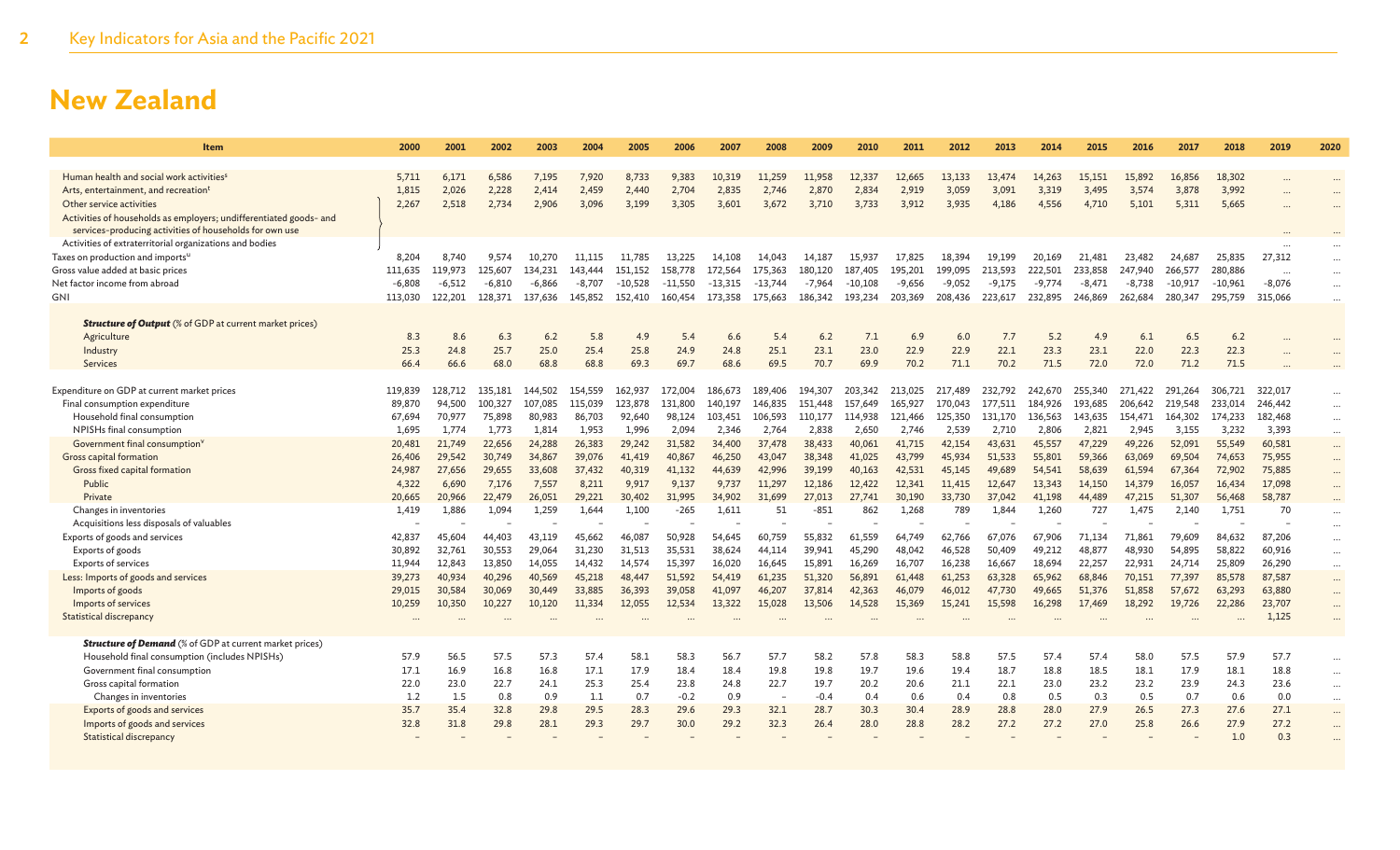# New Zealand

| Item | 2000 | 2001 | 2002 | 2003 | 2004 | 2005 | 2006 | 2007 | 2008 | 2009 | 2010 | 2011 | 2012 | 2013 | 2014 | 2015 | 2016 | 2017 | 2018 | 2019 | 2020 |
|---|---|---|---|---|---|---|---|---|---|---|---|---|---|---|---|---|---|---|---|---|---|
| Human health and social work activities[s] | 5,711 | 6,171 | 6,586 | 7,195 | 7,920 | 8,733 | 9,383 | 10,319 | 11,259 | 11,958 | 12,337 | 12,665 | 13,133 | 13,474 | 14,263 | 15,151 | 15,892 | 16,856 | 18,302 | ... | ... |
| Arts, entertainment, and recreation[t] | 1,815 | 2,026 | 2,228 | 2,414 | 2,459 | 2,440 | 2,704 | 2,835 | 2,746 | 2,870 | 2,834 | 2,919 | 3,059 | 3,091 | 3,319 | 3,495 | 3,574 | 3,878 | 3,992 | ... | ... |
| Other service activities<br>Activities of households as employers; undifferentiated goods- and services-producing activities of households for own use<br>Activities of extraterritorial organizations and bodies | 2,267 | 2,518 | 2,734 | 2,906 | 3,096 | 3,199 | 3,305 | 3,601 | 3,672 | 3,710 | 3,733 | 3,912 | 3,935 | 4,186 | 4,556 | 4,710 | 5,101 | 5,311 | 5,665 | ... | ... |
| Taxes on production and imports[u] | 8,204 | 8,740 | 9,574 | 10,270 | 11,115 | 11,785 | 13,225 | 14,108 | 14,043 | 14,187 | 15,937 | 17,825 | 18,394 | 19,199 | 20,169 | 21,481 | 23,482 | 24,687 | 25,835 | 27,312 | ... |
| Gross value added at basic prices | 111,635 | 119,973 | 125,607 | 134,231 | 143,444 | 151,152 | 158,778 | 172,564 | 175,363 | 180,120 | 187,405 | 195,201 | 199,095 | 213,593 | 222,501 | 233,858 | 247,940 | 266,577 | 280,886 | ... | ... |
| Net factor income from abroad | -6,808 | -6,512 | -6,810 | -6,866 | -8,707 | -10,528 | -11,550 | -13,315 | -13,744 | -7,964 | -10,108 | -9,656 | -9,052 | -9,175 | -9,774 | -8,471 | -8,738 | -10,917 | -10,961 | -8,076 | ... |
| GNI | 113,030 | 122,201 | 128,371 | 137,636 | 145,852 | 152,410 | 160,454 | 173,358 | 175,663 | 186,342 | 193,234 | 203,369 | 208,436 | 223,617 | 232,895 | 246,869 | 262,688 | 280,347 | 295,759 | 315,066 | ... |
| ***Structure of Output*** (% of GDP at current market prices) | | | | | | | | | | | | | | | | | | | | | |
| Agriculture | 8.3 | 8.6 | 6.3 | 6.2 | 5.8 | 4.9 | 5.4 | 6.6 | 5.4 | 6.2 | 7.1 | 6.9 | 6.0 | 7.7 | 5.2 | 4.9 | 6.1 | 6.5 | 6.2 | ... | ... |
| Industry | 25.3 | 24.8 | 25.7 | 25.0 | 25.4 | 25.8 | 24.9 | 24.8 | 25.1 | 23.1 | 23.0 | 22.9 | 22.9 | 22.1 | 23.3 | 23.1 | 22.0 | 22.3 | 22.3 | ... | ... |
| Services | 66.4 | 66.6 | 68.0 | 68.8 | 68.8 | 69.3 | 69.7 | 68.6 | 69.5 | 70.7 | 69.9 | 70.2 | 71.1 | 70.2 | 71.5 | 72.0 | 72.0 | 71.2 | 71.5 | ... | ... |
| Expenditure on GDP at current market prices | 119,839 | 128,712 | 135,181 | 144,502 | 154,559 | 162,937 | 172,004 | 186,673 | 189,406 | 194,307 | 203,342 | 213,025 | 217,489 | 232,792 | 242,670 | 255,340 | 271,422 | 291,264 | 306,721 | 322,017 | ... |
| Final consumption expenditure | 89,870 | 94,500 | 100,327 | 107,085 | 115,039 | 123,878 | 131,800 | 140,197 | 146,835 | 151,448 | 157,649 | 165,927 | 170,043 | 177,511 | 184,926 | 193,685 | 206,642 | 219,548 | 233,014 | 246,442 | ... |
| Household final consumption | 67,694 | 70,977 | 75,898 | 80,983 | 86,703 | 92,640 | 98,124 | 103,451 | 106,593 | 110,177 | 114,938 | 121,466 | 125,350 | 131,170 | 136,563 | 143,635 | 154,471 | 164,302 | 174,233 | 182,468 | ... |
| NPISHs final consumption | 1,695 | 1,774 | 1,773 | 1,814 | 1,953 | 1,996 | 2,094 | 2,346 | 2,764 | 2,838 | 2,650 | 2,746 | 2,539 | 2,710 | 2,806 | 2,821 | 2,945 | 3,155 | 3,232 | 3,393 | ... |
| Government final consumption[v] | 20,481 | 21,749 | 22,656 | 24,288 | 26,383 | 29,242 | 31,582 | 34,400 | 37,478 | 38,433 | 40,061 | 41,715 | 42,154 | 43,631 | 45,557 | 47,229 | 49,226 | 52,091 | 55,549 | 60,581 | ... |
| Gross capital formation | 26,406 | 29,542 | 30,749 | 34,867 | 39,076 | 41,419 | 40,867 | 46,250 | 43,047 | 38,348 | 41,025 | 43,799 | 45,934 | 51,533 | 55,801 | 59,366 | 63,069 | 69,504 | 74,653 | 75,955 | ... |
| Gross fixed capital formation | 24,987 | 27,656 | 29,655 | 33,608 | 37,432 | 40,319 | 41,132 | 44,639 | 42,996 | 39,199 | 40,163 | 42,531 | 45,145 | 49,689 | 54,541 | 58,639 | 61,594 | 67,364 | 72,902 | 75,885 | ... |
| Public | 4,322 | 6,690 | 7,176 | 7,557 | 8,211 | 9,917 | 9,137 | 9,737 | 11,297 | 12,186 | 12,422 | 12,341 | 11,415 | 12,647 | 13,343 | 14,150 | 14,379 | 16,057 | 16,434 | 17,098 | ... |
| Private | 20,665 | 20,966 | 22,479 | 26,051 | 29,221 | 30,402 | 31,995 | 34,902 | 31,699 | 27,013 | 27,741 | 30,190 | 33,730 | 37,042 | 41,198 | 44,489 | 47,215 | 51,307 | 56,468 | 58,787 | ... |
| Changes in inventories | 1,419 | 1,886 | 1,094 | 1,259 | 1,644 | 1,100 | -265 | 1,611 | 51 | -851 | 862 | 1,268 | 789 | 1,844 | 1,260 | 727 | 1,475 | 2,140 | 1,751 | 70 | ... |
| Acquisitions less disposals of valuables | – | – | – | – | – | – | – | – | – | – | – | – | – | – | – | – | – | – | – | – | ... |
| Exports of goods and services | 42,837 | 45,604 | 44,403 | 43,119 | 45,662 | 46,087 | 50,928 | 54,645 | 60,759 | 55,832 | 61,559 | 64,749 | 62,766 | 67,076 | 67,906 | 71,134 | 71,861 | 79,609 | 84,632 | 87,206 | ... |
| Exports of goods | 30,892 | 32,761 | 30,553 | 29,064 | 31,230 | 31,513 | 35,531 | 38,624 | 44,114 | 39,941 | 45,290 | 48,042 | 46,528 | 50,409 | 49,212 | 48,877 | 48,930 | 54,895 | 58,822 | 60,916 | ... |
| Exports of services | 11,944 | 12,843 | 13,850 | 14,055 | 14,432 | 14,574 | 15,397 | 16,020 | 16,645 | 15,891 | 16,269 | 16,707 | 16,238 | 16,667 | 18,694 | 22,257 | 22,931 | 24,714 | 25,809 | 26,290 | ... |
| Less: Imports of goods and services | 39,273 | 40,934 | 40,296 | 40,569 | 45,218 | 48,447 | 51,592 | 54,419 | 61,235 | 51,320 | 56,891 | 61,448 | 61,253 | 63,328 | 65,962 | 68,846 | 70,151 | 77,397 | 85,578 | 87,587 | ... |
| Imports of goods | 29,015 | 30,584 | 30,069 | 30,449 | 33,885 | 36,393 | 39,058 | 41,097 | 46,207 | 37,814 | 42,363 | 46,079 | 46,012 | 47,730 | 49,665 | 51,376 | 51,858 | 57,672 | 63,293 | 63,880 | ... |
| Imports of services | 10,259 | 10,350 | 10,227 | 10,120 | 11,334 | 12,055 | 12,534 | 13,322 | 15,028 | 13,506 | 14,528 | 15,369 | 15,241 | 15,598 | 16,298 | 17,469 | 18,292 | 19,726 | 22,286 | 23,707 | ... |
| Statistical discrepancy | ... | ... | ... | ... | ... | ... | ... | ... | ... | ... | ... | ... | ... | ... | ... | ... | ... | ... | ... | 1,125 | ... |
| ***Structure of Demand*** (% of GDP at current market prices) | | | | | | | | | | | | | | | | | | | | | |
| Household final consumption (includes NPISHs) | 57.9 | 56.5 | 57.5 | 57.3 | 57.4 | 58.1 | 58.3 | 56.7 | 57.7 | 58.2 | 57.8 | 58.3 | 58.8 | 57.5 | 57.4 | 57.4 | 58.0 | 57.5 | 57.9 | 57.7 | ... |
| Government final consumption | 17.1 | 16.9 | 16.8 | 16.8 | 17.1 | 17.9 | 18.4 | 18.4 | 19.8 | 19.8 | 19.7 | 19.6 | 19.4 | 18.7 | 18.8 | 18.5 | 18.1 | 17.9 | 18.1 | 18.8 | ... |
| Gross capital formation | 22.0 | 23.0 | 22.7 | 24.1 | 25.3 | 25.4 | 23.8 | 24.8 | 22.7 | 19.7 | 20.2 | 20.6 | 21.1 | 22.1 | 23.0 | 23.2 | 23.2 | 23.9 | 24.3 | 23.6 | ... |
| Changes in inventories | 1.2 | 1.5 | 0.8 | 0.9 | 1.1 | 0.7 | -0.2 | 0.9 | – | -0.4 | 0.4 | 0.6 | 0.4 | 0.8 | 0.5 | 0.3 | 0.5 | 0.7 | 0.6 | 0.0 | ... |
| Exports of goods and services | 35.7 | 35.4 | 32.8 | 29.8 | 29.5 | 28.3 | 29.6 | 29.3 | 32.1 | 28.7 | 30.3 | 30.4 | 28.9 | 28.8 | 28.0 | 27.9 | 26.5 | 27.3 | 27.6 | 27.1 | ... |
| Imports of goods and services | 32.8 | 31.8 | 29.8 | 28.1 | 29.3 | 29.7 | 30.0 | 29.2 | 32.3 | 26.4 | 28.0 | 28.8 | 28.2 | 27.2 | 27.2 | 27.0 | 25.8 | 26.6 | 27.9 | 27.2 | ... |
| Statistical discrepancy | – | – | – | – | – | – | – | – | – | – | – | – | – | – | – | – | – | – | 1.0 | 0.3 | ... |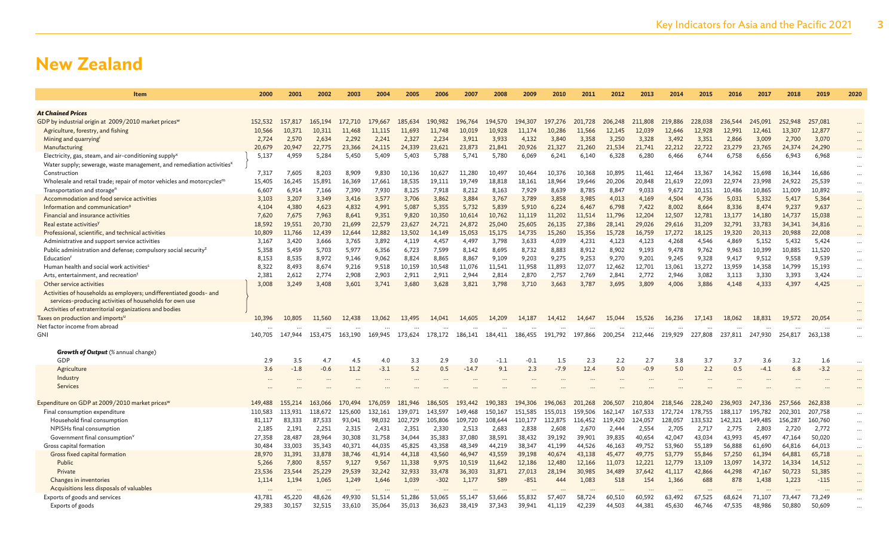# New Zealand

| Item | 2000 | 2001 | 2002 | 2003 | 2004 | 2005 | 2006 | 2007 | 2008 | 2009 | 2010 | 2011 | 2012 | 2013 | 2014 | 2015 | 2016 | 2017 | 2018 | 2019 | 2020 |
|---|---|---|---|---|---|---|---|---|---|---|---|---|---|---|---|---|---|---|---|---|---|
| ***At Chained Prices*** | | | | | | | | | | | | | | | | | | | | | |
| GDP by industrial origin at 2009/2010 market prices[w] | 152,532 | 157,817 | 165,194 | 172,710 | 179,667 | 185,634 | 190,982 | 196,764 | 194,570 | 194,307 | 197,276 | 201,728 | 206,248 | 211,808 | 219,886 | 228,038 | 236,544 | 245,091 | 252,948 | 257,081 | ... |
| Agriculture, forestry, and fishing | 10,566 | 10,371 | 10,311 | 11,468 | 11,115 | 11,693 | 11,748 | 10,019 | 10,928 | 11,174 | 10,286 | 11,566 | 12,145 | 12,039 | 12,646 | 12,928 | 12,991 | 12,461 | 13,307 | 12,877 | ... |
| Mining and quarrying[l] | 2,724 | 2,570 | 2,634 | 2,292 | 2,241 | 2,327 | 2,234 | 3,911 | 3,933 | 4,132 | 3,840 | 3,358 | 3,250 | 3,328 | 3,492 | 3,351 | 2,866 | 3,009 | 2,700 | 3,070 | ... |
| Manufacturing | 20,679 | 20,947 | 22,775 | 23,366 | 24,115 | 24,339 | 23,621 | 23,873 | 21,841 | 20,926 | 21,327 | 21,260 | 21,534 | 21,741 | 22,212 | 22,722 | 23,279 | 23,765 | 24,374 | 24,290 | ... |
| Electricity, gas, steam, and air-conditioning supply[x] / Water supply; sewerage, waste management, and remediation activities[x] | 5,137 | 4,959 | 5,284 | 5,450 | 5,409 | 5,403 | 5,788 | 5,741 | 5,780 | 6,069 | 6,241 | 6,140 | 6,328 | 6,280 | 6,466 | 6,744 | 6,758 | 6,656 | 6,943 | 6,968 | ... |
| Construction | 7,317 | 7,605 | 8,203 | 8,909 | 9,830 | 10,136 | 10,627 | 11,280 | 10,497 | 10,464 | 10,376 | 10,368 | 10,895 | 11,461 | 12,464 | 13,367 | 14,362 | 15,698 | 16,344 | 16,686 | ... |
| Wholesale and retail trade; repair of motor vehicles and motorcycles[m] | 15,405 | 16,245 | 15,891 | 16,369 | 17,661 | 18,535 | 19,111 | 19,749 | 18,818 | 18,161 | 18,964 | 19,646 | 20,206 | 20,848 | 21,619 | 22,093 | 22,974 | 23,998 | 24,922 | 25,539 | ... |
| Transportation and storage[n] | 6,607 | 6,914 | 7,166 | 7,390 | 7,930 | 8,125 | 7,918 | 8,212 | 8,163 | 7,929 | 8,639 | 8,785 | 8,847 | 9,033 | 9,672 | 10,151 | 10,486 | 10,865 | 11,009 | 10,892 | ... |
| Accommodation and food service activities | 3,103 | 3,207 | 3,349 | 3,416 | 3,577 | 3,706 | 3,862 | 3,884 | 3,767 | 3,789 | 3,858 | 3,985 | 4,013 | 4,169 | 4,504 | 4,736 | 5,031 | 5,332 | 5,417 | 5,364 | ... |
| Information and communication[o] | 4,104 | 4,380 | 4,623 | 4,832 | 4,991 | 5,087 | 5,355 | 5,732 | 5,839 | 5,910 | 6,224 | 6,467 | 6,798 | 7,422 | 8,002 | 8,664 | 8,336 | 8,474 | 9,237 | 9,637 | ... |
| Financial and insurance activities | 7,620 | 7,675 | 7,963 | 8,641 | 9,351 | 9,820 | 10,350 | 10,614 | 10,762 | 11,119 | 11,202 | 11,514 | 11,796 | 12,204 | 12,507 | 12,781 | 13,177 | 14,180 | 14,737 | 15,038 | ... |
| Real estate activities[y] | 18,592 | 19,551 | 20,730 | 21,699 | 22,579 | 23,627 | 24,721 | 24,872 | 25,040 | 25,605 | 26,135 | 27,386 | 28,141 | 29,026 | 29,616 | 31,209 | 32,791 | 33,783 | 34,341 | 34,816 | ... |
| Professional, scientific, and technical activities | 10,809 | 11,766 | 12,439 | 12,644 | 12,882 | 13,502 | 14,149 | 15,053 | 15,175 | 14,735 | 15,260 | 15,356 | 15,728 | 16,759 | 17,272 | 18,125 | 19,320 | 20,313 | 20,988 | 22,008 | ... |
| Administrative and support service activities | 3,167 | 3,420 | 3,666 | 3,765 | 3,892 | 4,119 | 4,457 | 4,497 | 3,798 | 3,633 | 4,039 | 4,231 | 4,123 | 4,123 | 4,268 | 4,546 | 4,869 | 5,152 | 5,432 | 5,424 | ... |
| Public administration and defense; compulsory social security[z] | 5,358 | 5,459 | 5,703 | 5,977 | 6,356 | 6,723 | 7,599 | 8,142 | 8,695 | 8,732 | 8,883 | 8,912 | 8,902 | 9,193 | 9,478 | 9,762 | 9,963 | 10,399 | 10,885 | 11,520 | ... |
| Education[r] | 8,153 | 8,535 | 8,972 | 9,146 | 9,062 | 8,824 | 8,865 | 8,867 | 9,109 | 9,203 | 9,275 | 9,253 | 9,270 | 9,201 | 9,245 | 9,328 | 9,417 | 9,512 | 9,558 | 9,539 | ... |
| Human health and social work activities[s] | 8,322 | 8,493 | 8,674 | 9,216 | 9,518 | 10,159 | 10,548 | 11,076 | 11,541 | 11,958 | 11,893 | 12,077 | 12,462 | 12,701 | 13,061 | 13,272 | 13,959 | 14,358 | 14,799 | 15,193 | ... |
| Arts, entertainment, and recreation[t] | 2,381 | 2,612 | 2,774 | 2,908 | 2,903 | 2,911 | 2,911 | 2,944 | 2,814 | 2,870 | 2,757 | 2,769 | 2,841 | 2,772 | 2,946 | 3,082 | 3,113 | 3,330 | 3,393 | 3,424 | ... |
| Other service activities / Activities of households as employers; undifferentiated goods- and services-producing activities of households for own use / Activities of extraterritorial organizations and bodies | 3,008 | 3,249 | 3,408 | 3,601 | 3,741 | 3,680 | 3,628 | 3,821 | 3,798 | 3,710 | 3,663 | 3,787 | 3,695 | 3,809 | 4,006 | 3,886 | 4,148 | 4,333 | 4,397 | 4,425 | ... |
| Taxes on production and imports[u] | 10,396 | 10,805 | 11,560 | 12,438 | 13,062 | 13,495 | 14,041 | 14,605 | 14,209 | 14,187 | 14,412 | 14,647 | 15,044 | 15,526 | 16,236 | 17,143 | 18,062 | 18,831 | 19,572 | 20,054 | ... |
| Net factor income from abroad | ... | ... | ... | ... | ... | ... | ... | ... | ... | ... | ... | ... | ... | ... | ... | ... | ... | ... | ... | ... | ... |
| GNI | 140,705 | 147,944 | 153,475 | 163,190 | 169,945 | 173,624 | 178,172 | 186,141 | 184,411 | 186,455 | 191,792 | 197,866 | 200,254 | 212,446 | 219,929 | 227,808 | 237,811 | 247,930 | 254,817 | 263,138 | ... |
| ***Growth of Output*** (% annual change) | | | | | | | | | | | | | | | | | | | | | |
| GDP | 2.9 | 3.5 | 4.7 | 4.5 | 4.0 | 3.3 | 2.9 | 3.0 | -1.1 | -0.1 | 1.5 | 2.3 | 2.2 | 2.7 | 3.8 | 3.7 | 3.7 | 3.6 | 3.2 | 1.6 | ... |
| Agriculture | 3.6 | -1.8 | -0.6 | 11.2 | -3.1 | 5.2 | 0.5 | -14.7 | 9.1 | 2.3 | -7.9 | 12.4 | 5.0 | -0.9 | 5.0 | 2.2 | 0.5 | -4.1 | 6.8 | -3.2 | ... |
| Industry | ... | ... | ... | ... | ... | ... | ... | ... | ... | ... | ... | ... | ... | ... | ... | ... | ... | ... | ... | ... | ... |
| Services | ... | ... | ... | ... | ... | ... | ... | ... | ... | ... | ... | ... | ... | ... | ... | ... | ... | ... | ... | ... | ... |
| Expenditure on GDP at 2009/2010 market prices[w] | 149,488 | 155,214 | 163,066 | 170,494 | 176,059 | 181,946 | 186,505 | 193,442 | 190,383 | 194,306 | 196,063 | 201,268 | 206,507 | 210,804 | 218,546 | 228,240 | 236,903 | 247,336 | 257,566 | 262,838 | ... |
| Final consumption expenditure | 110,583 | 113,931 | 118,672 | 125,600 | 132,161 | 139,071 | 143,597 | 149,468 | 150,167 | 151,585 | 155,013 | 159,506 | 162,147 | 167,533 | 172,724 | 178,755 | 188,117 | 195,782 | 202,301 | 207,758 | ... |
| Household final consumption | 81,117 | 83,333 | 87,533 | 93,041 | 98,032 | 102,729 | 105,806 | 109,720 | 108,644 | 110,177 | 112,875 | 116,452 | 119,420 | 124,057 | 128,057 | 133,532 | 142,321 | 149,485 | 156,287 | 160,760 | ... |
| NPISHs final consumption | 2,185 | 2,191 | 2,251 | 2,315 | 2,431 | 2,351 | 2,330 | 2,513 | 2,683 | 2,838 | 2,608 | 2,670 | 2,444 | 2,554 | 2,705 | 2,717 | 2,775 | 2,803 | 2,720 | 2,772 | ... |
| Government final consumption[v] | 27,358 | 28,487 | 28,964 | 30,308 | 31,758 | 34,044 | 35,383 | 37,080 | 38,591 | 38,432 | 39,192 | 39,901 | 39,835 | 40,654 | 42,047 | 43,034 | 43,993 | 45,497 | 47,164 | 50,020 | ... |
| Gross capital formation | 30,484 | 33,003 | 35,343 | 40,371 | 44,035 | 45,825 | 43,358 | 48,349 | 44,219 | 38,347 | 41,199 | 44,526 | 46,163 | 49,752 | 53,960 | 55,189 | 56,888 | 61,690 | 64,816 | 64,013 | ... |
| Gross fixed capital formation | 28,970 | 31,391 | 33,878 | 38,746 | 41,914 | 44,318 | 43,560 | 46,947 | 43,559 | 39,198 | 40,674 | 43,138 | 45,477 | 49,775 | 53,779 | 55,846 | 57,250 | 61,394 | 64,881 | 65,718 | ... |
| Public | 5,266 | 7,800 | 8,557 | 9,127 | 9,567 | 11,338 | 9,975 | 10,519 | 11,642 | 12,186 | 12,480 | 12,166 | 11,073 | 12,221 | 12,779 | 13,109 | 13,097 | 14,372 | 14,334 | 14,512 | ... |
| Private | 23,536 | 23,544 | 25,229 | 29,539 | 32,242 | 32,933 | 33,478 | 36,303 | 31,871 | 27,013 | 28,194 | 30,985 | 34,489 | 37,642 | 41,117 | 42,866 | 44,298 | 47,167 | 50,723 | 51,385 | ... |
| Changes in inventories | 1,114 | 1,194 | 1,065 | 1,249 | 1,646 | 1,039 | -302 | 1,177 | 589 | -851 | 444 | 1,083 | 518 | 154 | 1,366 | 688 | 878 | 1,438 | 1,223 | -115 | ... |
| Acquisitions less disposals of valuables | ... | ... | ... | ... | ... | ... | ... | ... | ... | ... | ... | ... | ... | ... | ... | ... | ... | ... | ... | ... | ... |
| Exports of goods and services | 43,781 | 45,220 | 48,626 | 49,930 | 51,514 | 51,286 | 53,065 | 55,147 | 53,666 | 55,832 | 57,407 | 58,724 | 60,510 | 60,592 | 63,492 | 67,525 | 68,624 | 71,107 | 73,447 | 73,249 | ... |
| Exports of goods | 29,383 | 30,157 | 32,515 | 33,610 | 35,064 | 35,013 | 36,623 | 38,419 | 37,343 | 39,941 | 41,119 | 42,239 | 44,503 | 44,381 | 45,630 | 46,746 | 47,535 | 48,986 | 50,880 | 50,609 | ... |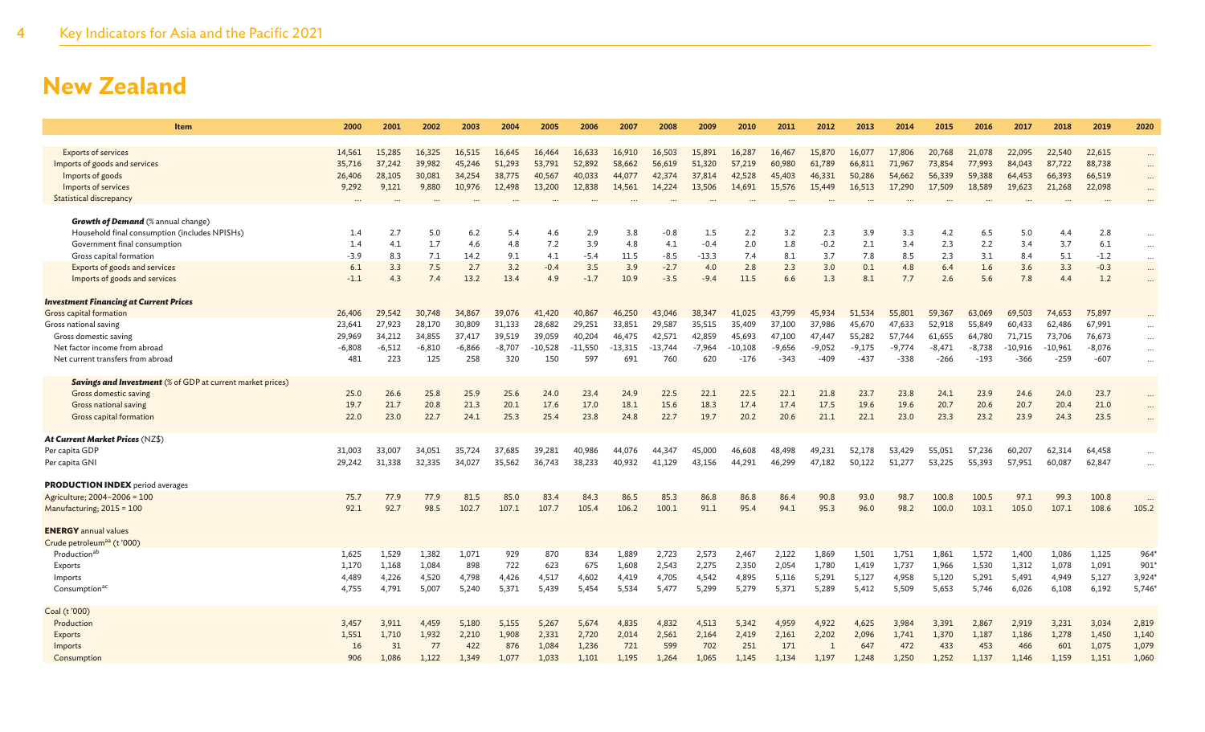# New Zealand

| Item | 2000 | 2001 | 2002 | 2003 | 2004 | 2005 | 2006 | 2007 | 2008 | 2009 | 2010 | 2011 | 2012 | 2013 | 2014 | 2015 | 2016 | 2017 | 2018 | 2019 | 2020 |
|---|---|---|---|---|---|---|---|---|---|---|---|---|---|---|---|---|---|---|---|---|---|
| Exports of services | 14,561 | 15,285 | 16,325 | 16,515 | 16,645 | 16,464 | 16,633 | 16,910 | 16,503 | 15,891 | 16,287 | 16,467 | 15,870 | 16,077 | 17,806 | 20,768 | 21,078 | 22,095 | 22,540 | 22,615 | ... |
| Imports of goods and services | 35,716 | 37,242 | 39,982 | 45,246 | 51,293 | 53,791 | 52,892 | 58,662 | 56,619 | 51,320 | 57,219 | 60,980 | 61,789 | 66,811 | 71,967 | 73,854 | 77,993 | 84,043 | 87,722 | 88,738 | ... |
| Imports of goods | 26,406 | 28,105 | 30,081 | 34,254 | 38,775 | 40,567 | 40,033 | 44,077 | 42,374 | 37,814 | 42,528 | 45,403 | 46,331 | 50,286 | 54,662 | 56,339 | 59,388 | 64,453 | 66,393 | 66,519 | ... |
| Imports of services | 9,292 | 9,121 | 9,880 | 10,976 | 12,498 | 13,200 | 12,838 | 14,561 | 14,224 | 13,506 | 14,691 | 15,576 | 15,449 | 16,513 | 17,290 | 17,509 | 18,589 | 19,623 | 21,268 | 22,098 | ... |
| Statistical discrepancy | ... | ... | ... | ... | ... | ... | ... | ... | ... | ... | ... | ... | ... | ... | ... | ... | ... | ... | ... | ... | ... |
| ***Growth of Demand*** (% annual change) | | | | | | | | | | | | | | | | | | | | | |
| Household final consumption (includes NPISHs) | 1.4 | 2.7 | 5.0 | 6.2 | 5.4 | 4.6 | 2.9 | 3.8 | -0.8 | 1.5 | 2.2 | 3.2 | 2.3 | 3.9 | 3.3 | 4.2 | 6.5 | 5.0 | 4.4 | 2.8 | ... |
| Government final consumption | 1.4 | 4.1 | 1.7 | 4.6 | 4.8 | 7.2 | 3.9 | 4.8 | 4.1 | -0.4 | 2.0 | 1.8 | -0.2 | 2.1 | 3.4 | 2.3 | 2.2 | 3.4 | 3.7 | 6.1 | ... |
| Gross capital formation | -3.9 | 8.3 | 7.1 | 14.2 | 9.1 | 4.1 | -5.4 | 11.5 | -8.5 | -13.3 | 7.4 | 8.1 | 3.7 | 7.8 | 8.5 | 2.3 | 3.1 | 8.4 | 5.1 | -1.2 | ... |
| Exports of goods and services | 6.1 | 3.3 | 7.5 | 2.7 | 3.2 | -0.4 | 3.5 | 3.9 | -2.7 | 4.0 | 2.8 | 2.3 | 3.0 | 0.1 | 4.8 | 6.4 | 1.6 | 3.6 | 3.3 | -0.3 | ... |
| Imports of goods and services | -1.1 | 4.3 | 7.4 | 13.2 | 13.4 | 4.9 | -1.7 | 10.9 | -3.5 | -9.4 | 11.5 | 6.6 | 1.3 | 8.1 | 7.7 | 2.6 | 5.6 | 7.8 | 4.4 | 1.2 | ... |
| ***Investment Financing at Current Prices*** | | | | | | | | | | | | | | | | | | | | | |
| Gross capital formation | 26,406 | 29,542 | 30,748 | 34,867 | 39,076 | 41,420 | 40,867 | 46,250 | 43,046 | 38,347 | 41,025 | 43,799 | 45,934 | 51,534 | 55,801 | 59,367 | 63,069 | 69,503 | 74,653 | 75,897 | ... |
| Gross national saving | 23,641 | 27,923 | 28,170 | 30,809 | 31,133 | 28,682 | 29,251 | 33,851 | 29,587 | 35,515 | 35,409 | 37,100 | 37,986 | 45,670 | 47,633 | 52,918 | 55,849 | 60,433 | 62,486 | 67,991 | ... |
| Gross domestic saving | 29,969 | 34,212 | 34,855 | 37,417 | 39,519 | 39,059 | 40,204 | 46,475 | 42,571 | 42,859 | 45,693 | 47,100 | 47,447 | 55,282 | 57,744 | 61,655 | 64,780 | 71,715 | 73,706 | 76,673 | ... |
| Net factor income from abroad | -6,808 | -6,512 | -6,810 | -6,866 | -8,707 | -10,528 | -11,550 | -13,315 | -13,744 | -7,964 | -10,108 | -9,656 | -9,052 | -9,175 | -9,774 | -8,471 | -8,738 | -10,916 | -10,961 | -8,076 | ... |
| Net current transfers from abroad | 481 | 223 | 125 | 258 | 320 | 150 | 597 | 691 | 760 | 620 | -176 | -343 | -409 | -437 | -338 | -266 | -193 | -366 | -259 | -607 | ... |
| ***Savings and Investment*** (% of GDP at current market prices) | | | | | | | | | | | | | | | | | | | | | |
| Gross domestic saving | 25.0 | 26.6 | 25.8 | 25.9 | 25.6 | 24.0 | 23.4 | 24.9 | 22.5 | 22.1 | 22.5 | 22.1 | 21.8 | 23.7 | 23.8 | 24.1 | 23.9 | 24.6 | 24.0 | 23.7 | ... |
| Gross national saving | 19.7 | 21.7 | 20.8 | 21.3 | 20.1 | 17.6 | 17.0 | 18.1 | 15.6 | 18.3 | 17.4 | 17.4 | 17.5 | 19.6 | 19.6 | 20.7 | 20.6 | 20.7 | 20.4 | 21.0 | ... |
| Gross capital formation | 22.0 | 23.0 | 22.7 | 24.1 | 25.3 | 25.4 | 23.8 | 24.8 | 22.7 | 19.7 | 20.2 | 20.6 | 21.1 | 22.1 | 23.0 | 23.3 | 23.2 | 23.9 | 24.3 | 23.5 | ... |
| ***At Current Market Prices*** (NZ$) | | | | | | | | | | | | | | | | | | | | | |
| Per capita GDP | 31,003 | 33,007 | 34,051 | 35,724 | 37,685 | 39,281 | 40,986 | 44,076 | 44,347 | 45,000 | 46,608 | 48,498 | 49,231 | 52,178 | 53,429 | 55,051 | 57,236 | 60,207 | 62,314 | 64,458 | ... |
| Per capita GNI | 29,242 | 31,338 | 32,335 | 34,027 | 35,562 | 36,743 | 38,233 | 40,932 | 41,129 | 43,156 | 44,291 | 46,299 | 47,182 | 50,122 | 51,277 | 53,225 | 55,393 | 57,951 | 60,087 | 62,847 | ... |
| **PRODUCTION INDEX** period averages | | | | | | | | | | | | | | | | | | | | | |
| Agriculture; 2004–2006 = 100 | 75.7 | 77.9 | 77.9 | 81.5 | 85.0 | 83.4 | 84.3 | 86.5 | 85.3 | 86.8 | 86.8 | 86.4 | 90.8 | 93.0 | 98.7 | 100.8 | 100.5 | 97.1 | 99.3 | 100.8 | ... |
| Manufacturing; 2015 = 100 | 92.1 | 92.7 | 98.5 | 102.7 | 107.1 | 107.7 | 105.4 | 106.2 | 100.1 | 91.1 | 95.4 | 94.1 | 95.3 | 96.0 | 98.2 | 100.0 | 103.1 | 105.0 | 107.1 | 108.6 | 105.2 |
| **ENERGY** annual values | | | | | | | | | | | | | | | | | | | | | |
| Crude petroleum[aa] (t '000) | | | | | | | | | | | | | | | | | | | | | |
| Production[ab] | 1,625 | 1,529 | 1,382 | 1,071 | 929 | 870 | 834 | 1,889 | 2,723 | 2,573 | 2,467 | 2,122 | 1,869 | 1,501 | 1,751 | 1,861 | 1,572 | 1,400 | 1,086 | 1,125 | 964* |
| Exports | 1,170 | 1,168 | 1,084 | 898 | 722 | 623 | 675 | 1,608 | 2,543 | 2,275 | 2,350 | 2,054 | 1,780 | 1,419 | 1,737 | 1,966 | 1,530 | 1,312 | 1,078 | 1,091 | 901* |
| Imports | 4,489 | 4,226 | 4,520 | 4,798 | 4,426 | 4,517 | 4,602 | 4,419 | 4,705 | 4,542 | 4,895 | 5,116 | 5,291 | 5,127 | 4,958 | 5,120 | 5,291 | 5,491 | 4,949 | 5,127 | 3,924* |
| Consumption[ac] | 4,755 | 4,791 | 5,007 | 5,240 | 5,371 | 5,439 | 5,454 | 5,534 | 5,477 | 5,299 | 5,279 | 5,371 | 5,289 | 5,412 | 5,509 | 5,653 | 5,746 | 6,026 | 6,108 | 6,192 | 5,746* |
| Coal (t '000) | | | | | | | | | | | | | | | | | | | | | |
| Production | 3,457 | 3,911 | 4,459 | 5,180 | 5,155 | 5,267 | 5,674 | 4,835 | 4,832 | 4,513 | 5,342 | 4,959 | 4,922 | 4,625 | 3,984 | 3,391 | 2,867 | 2,919 | 3,231 | 3,034 | 2,819 |
| Exports | 1,551 | 1,710 | 1,932 | 2,210 | 1,908 | 2,331 | 2,720 | 2,014 | 2,561 | 2,164 | 2,419 | 2,161 | 2,202 | 2,096 | 1,741 | 1,370 | 1,187 | 1,186 | 1,278 | 1,450 | 1,140 |
| Imports | 16 | 31 | 77 | 422 | 876 | 1,084 | 1,236 | 721 | 599 | 702 | 251 | 171 | 1 | 647 | 472 | 433 | 453 | 466 | 601 | 1,075 | 1,079 |
| Consumption | 906 | 1,086 | 1,122 | 1,349 | 1,077 | 1,033 | 1,101 | 1,195 | 1,264 | 1,065 | 1,145 | 1,134 | 1,197 | 1,248 | 1,250 | 1,252 | 1,137 | 1,146 | 1,159 | 1,151 | 1,060 |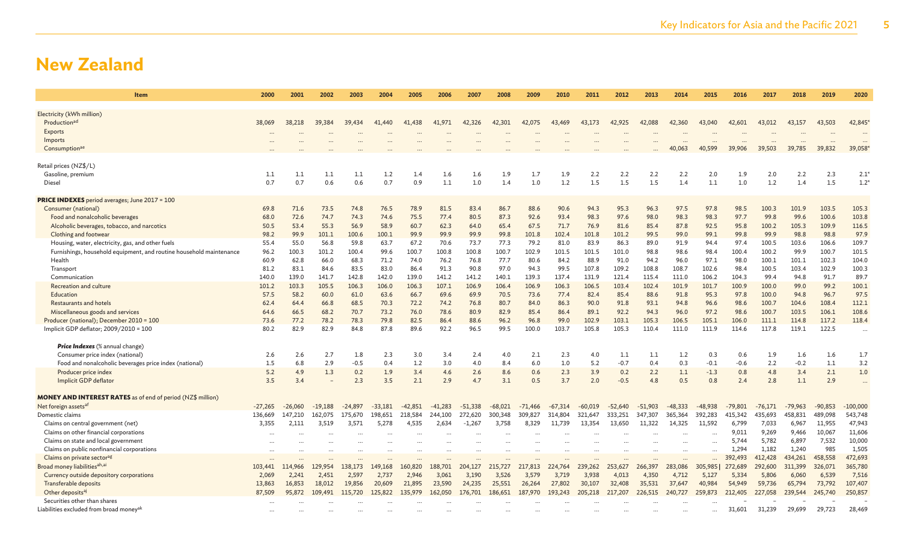# New Zealand

| Item | 2000 | 2001 | 2002 | 2003 | 2004 | 2005 | 2006 | 2007 | 2008 | 2009 | 2010 | 2011 | 2012 | 2013 | 2014 | 2015 | 2016 | 2017 | 2018 | 2019 | 2020 |
|---|---|---|---|---|---|---|---|---|---|---|---|---|---|---|---|---|---|---|---|---|---|
| Electricity (kWh million) | | | | | | | | | | | | | | | | | | | | | |
| Production[ad] | 38,069 | 38,218 | 39,384 | 39,434 | 41,440 | 41,438 | 41,971 | 42,326 | 42,301 | 42,075 | 43,469 | 43,173 | 42,925 | 42,088 | 42,360 | 43,040 | 42,601 | 43,012 | 43,157 | 43,503 | 42,845* |
| Exports | ... | ... | ... | ... | ... | ... | ... | ... | ... | ... | ... | ... | ... | ... | ... | ... | ... | ... | ... | ... | ... |
| Imports | ... | ... | ... | ... | ... | ... | ... | ... | ... | ... | ... | ... | ... | ... | ... | ... | ... | ... | ... | ... | ... |
| Consumption[ae] | ... | ... | ... | ... | ... | ... | ... | ... | ... | ... | ... | ... | ... | ... | 40,063 | 40,599 | 39,906 | 39,503 | 39,785 | 39,832 | 39,058* |
| Retail prices (NZ$/L) | | | | | | | | | | | | | | | | | | | | | |
| Gasoline, premium | 1.1 | 1.1 | 1.1 | 1.1 | 1.2 | 1.4 | 1.6 | 1.6 | 1.9 | 1.7 | 1.9 | 2.2 | 2.2 | 2.2 | 2.2 | 2.0 | 1.9 | 2.0 | 2.2 | 2.3 | 2.1* |
| Diesel | 0.7 | 0.7 | 0.6 | 0.6 | 0.7 | 0.9 | 1.1 | 1.0 | 1.4 | 1.0 | 1.2 | 1.5 | 1.5 | 1.5 | 1.4 | 1.1 | 1.0 | 1.2 | 1.4 | 1.5 | 1.2* |
| **PRICE INDEXES** period averages; June 2017 = 100 | | | | | | | | | | | | | | | | | | | | | |
| Consumer (national) | 69.8 | 71.6 | 73.5 | 74.8 | 76.5 | 78.9 | 81.5 | 83.4 | 86.7 | 88.6 | 90.6 | 94.3 | 95.3 | 96.3 | 97.5 | 97.8 | 98.5 | 100.3 | 101.9 | 103.5 | 105.3 |
| Food and nonalcoholic beverages | 68.0 | 72.6 | 74.7 | 74.3 | 74.6 | 75.5 | 77.4 | 80.5 | 87.3 | 92.6 | 93.4 | 98.3 | 97.6 | 98.0 | 98.3 | 98.3 | 97.7 | 99.8 | 99.6 | 100.6 | 103.8 |
| Alcoholic beverages, tobacco, and narcotics | 50.5 | 53.4 | 55.3 | 56.9 | 58.9 | 60.7 | 62.3 | 64.0 | 65.4 | 67.5 | 71.7 | 76.9 | 81.6 | 85.4 | 87.8 | 92.5 | 95.8 | 100.2 | 105.3 | 109.9 | 116.5 |
| Clothing and footwear | 98.2 | 99.9 | 101.1 | 100.6 | 100.1 | 99.9 | 99.9 | 99.9 | 99.8 | 101.8 | 102.4 | 101.8 | 101.2 | 99.5 | 99.0 | 99.1 | 99.8 | 99.9 | 98.8 | 98.8 | 97.9 |
| Housing, water, electricity, gas, and other fuels | 55.4 | 55.0 | 56.8 | 59.8 | 63.7 | 67.2 | 70.6 | 73.7 | 77.3 | 79.2 | 81.0 | 83.9 | 86.3 | 89.0 | 91.9 | 94.4 | 97.4 | 100.5 | 103.6 | 106.6 | 109.7 |
| Furnishings, household equipment, and routine household maintenance | 96.2 | 100.3 | 101.2 | 100.4 | 99.6 | 100.7 | 100.8 | 100.8 | 100.7 | 102.9 | 101.5 | 101.5 | 101.0 | 98.8 | 98.6 | 98.4 | 100.4 | 100.2 | 99.9 | 100.7 | 101.5 |
| Health | 60.9 | 62.8 | 66.0 | 68.3 | 71.2 | 74.0 | 76.2 | 76.8 | 77.7 | 80.6 | 84.2 | 88.9 | 91.0 | 94.2 | 96.0 | 97.1 | 98.0 | 100.1 | 101.1 | 102.3 | 104.0 |
| Transport | 81.2 | 83.1 | 84.6 | 83.5 | 83.0 | 86.4 | 91.3 | 90.8 | 97.0 | 94.3 | 99.5 | 107.8 | 109.2 | 108.8 | 108.7 | 102.6 | 98.4 | 100.5 | 103.4 | 102.9 | 100.3 |
| Communication | 140.0 | 139.0 | 141.7 | 142.8 | 142.0 | 139.0 | 141.2 | 141.2 | 140.1 | 139.3 | 137.4 | 131.9 | 121.4 | 115.4 | 111.0 | 106.2 | 104.3 | 99.4 | 94.8 | 91.7 | 89.7 |
| Recreation and culture | 101.2 | 103.3 | 105.5 | 106.3 | 106.0 | 106.3 | 107.1 | 106.9 | 106.4 | 106.9 | 106.3 | 106.5 | 103.4 | 102.4 | 101.9 | 101.7 | 100.9 | 100.0 | 99.0 | 99.2 | 100.1 |
| Education | 57.5 | 58.2 | 60.0 | 61.0 | 63.6 | 66.7 | 69.6 | 69.9 | 70.5 | 73.6 | 77.4 | 82.4 | 85.4 | 88.6 | 91.8 | 95.3 | 97.8 | 100.0 | 94.8 | 96.7 | 97.5 |
| Restaurants and hotels | 62.4 | 64.4 | 66.8 | 68.5 | 70.3 | 72.2 | 74.2 | 76.8 | 80.7 | 84.0 | 86.3 | 90.0 | 91.8 | 93.1 | 94.8 | 96.6 | 98.6 | 100.7 | 104.6 | 108.4 | 112.1 |
| Miscellaneous goods and services | 64.6 | 66.5 | 68.2 | 70.7 | 73.2 | 76.0 | 78.6 | 80.9 | 82.9 | 85.4 | 86.4 | 89.1 | 92.2 | 94.3 | 96.0 | 97.2 | 98.6 | 100.7 | 103.5 | 106.1 | 108.6 |
| Producer (national); December 2010 = 100 | 73.6 | 77.2 | 78.2 | 78.3 | 79.8 | 82.5 | 86.4 | 88.6 | 96.2 | 96.8 | 99.0 | 102.9 | 103.1 | 105.3 | 106.5 | 105.1 | 106.0 | 111.1 | 114.8 | 117.2 | 118.4 |
| Implicit GDP deflator; 2009/2010 = 100 | 80.2 | 82.9 | 82.9 | 84.8 | 87.8 | 89.6 | 92.2 | 96.5 | 99.5 | 100.0 | 103.7 | 105.8 | 105.3 | 110.4 | 111.0 | 111.9 | 114.6 | 117.8 | 119.1 | 122.5 | ... |
| ***Price Indexes*** (% annual change) | | | | | | | | | | | | | | | | | | | | | |
| Consumer price index (national) | 2.6 | 2.6 | 2.7 | 1.8 | 2.3 | 3.0 | 3.4 | 2.4 | 4.0 | 2.1 | 2.3 | 4.0 | 1.1 | 1.1 | 1.2 | 0.3 | 0.6 | 1.9 | 1.6 | 1.6 | 1.7 |
| Food and nonalcoholic beverages price index (national) | 1.5 | 6.8 | 2.9 | -0.5 | 0.4 | 1.2 | 3.0 | 4.0 | 8.4 | 6.0 | 1.0 | 5.2 | -0.7 | 0.4 | 0.3 | -0.1 | -0.6 | 2.2 | -0.2 | 1.1 | 3.2 |
| Producer price index | 5.2 | 4.9 | 1.3 | 0.2 | 1.9 | 3.4 | 4.6 | 2.6 | 8.6 | 0.6 | 2.3 | 3.9 | 0.2 | 2.2 | 1.1 | -1.3 | 0.8 | 4.8 | 3.4 | 2.1 | 1.0 |
| Implicit GDP deflator | 3.5 | 3.4 | – | 2.3 | 3.5 | 2.1 | 2.9 | 4.7 | 3.1 | 0.5 | 3.7 | 2.0 | -0.5 | 4.8 | 0.5 | 0.8 | 2.4 | 2.8 | 1.1 | 2.9 | ... |
| **MONEY AND INTEREST RATES** as of end of period (NZ$ million) | | | | | | | | | | | | | | | | | | | | | |
| Net foreign assets[af] | -27,265 | -26,060 | -19,188 | -24,897 | -33,181 | -42,851 | -41,283 | -51,338 | -68,021 | -71,466 | -67,314 | -60,019 | -52,640 | -51,903 | -48,333 | -48,938 | -79,801 | -76,171 | -79,963 | -90,853 | -100,000 |
| Domestic claims | 136,669 | 147,210 | 162,075 | 175,670 | 198,651 | 218,584 | 244,100 | 272,620 | 300,348 | 309,827 | 314,804 | 321,647 | 333,251 | 347,307 | 365,364 | 392,283 | 415,342 | 435,693 | 458,831 | 489,098 | 543,748 |
| Claims on central government (net) | 3,355 | 2,111 | 3,519 | 3,571 | 5,278 | 4,535 | 2,634 | -1,267 | 3,758 | 8,329 | 11,739 | 13,354 | 13,650 | 11,322 | 14,325 | 11,592 | 6,799 | 7,033 | 6,967 | 11,955 | 47,943 |
| Claims on other financial corporations | ... | ... | ... | ... | ... | ... | ... | ... | ... | ... | ... | ... | ... | ... | ... | ... | 9,011 | 9,269 | 9,466 | 10,067 | 11,606 |
| Claims on state and local government | ... | ... | ... | ... | ... | ... | ... | ... | ... | ... | ... | ... | ... | ... | ... | ... | 5,744 | 5,782 | 6,897 | 7,532 | 10,000 |
| Claims on public nonfinancial corporations | ... | ... | ... | ... | ... | ... | ... | ... | ... | ... | ... | ... | ... | ... | ... | ... | 1,294 | 1,182 | 1,240 | 985 | 1,505 |
| Claims on private sector[ag] | ... | ... | ... | ... | ... | ... | ... | ... | ... | ... | ... | ... | ... | ... | ... | ... | 392,493 | 412,428 | 434,261 | 458,558 | 472,693 |
| Broad money liabilities[ah,ai] | 103,441 | 114,966 | 129,954 | 138,173 | 149,168 | 160,820 | 188,701 | 204,127 | 215,727 | 217,813 | 224,764 | 239,262 | 253,627 | 266,397 | 283,086 | 305,985 \| | 272,689 | 292,600 | 311,399 | 326,071 | 365,780 |
| Currency outside depository corporations | 2,069 | 2,241 | 2,451 | 2,597 | 2,737 | 2,946 | 3,061 | 3,190 | 3,526 | 3,579 | 3,719 | 3,938 | 4,013 | 4,350 | 4,712 | 5,127 | 5,334 | 5,806 | 6,060 | 6,539 | 7,516 |
| Transferable deposits | 13,863 | 16,853 | 18,012 | 19,856 | 20,609 | 21,895 | 23,590 | 24,235 | 25,551 | 26,264 | 27,802 | 30,107 | 32,408 | 35,531 | 37,647 | 40,984 | 54,949 | 59,736 | 65,794 | 73,792 | 107,407 |
| Other deposits[aj] | 87,509 | 95,872 | 109,491 | 115,720 | 125,822 | 135,979 | 162,050 | 176,701 | 186,651 | 187,970 | 193,243 | 205,218 | 217,207 | 226,515 | 240,727 | 259,873 | 212,405 | 227,058 | 239,544 | 245,740 | 250,857 |
| Securities other than shares | ... | ... | ... | ... | ... | ... | ... | ... | ... | ... | ... | ... | ... | ... | ... | ... | – | – | – | – | – |
| Liabilities excluded from broad money[ak] | ... | ... | ... | ... | ... | ... | ... | ... | ... | ... | ... | ... | ... | ... | ... | ... | 31,601 | 31,239 | 29,699 | 29,723 | 28,469 |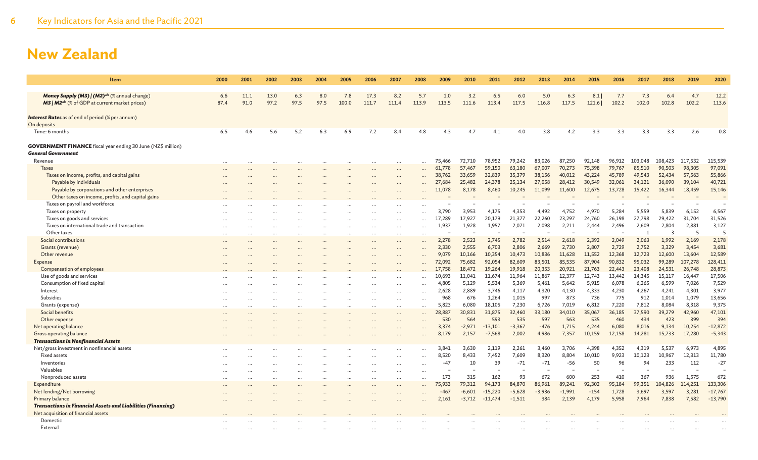# New Zealand

| Item | 2000 | 2001 | 2002 | 2003 | 2004 | 2005 | 2006 | 2007 | 2008 | 2009 | 2010 | 2011 | 2012 | 2013 | 2014 | 2015 | 2016 | 2017 | 2018 | 2019 | 2020 |
|---|---|---|---|---|---|---|---|---|---|---|---|---|---|---|---|---|---|---|---|---|---|
| ***Money Supply (M3) \| (M2)***[ah] (% annual change) | 6.6 | 11.1 | 13.0 | 6.3 | 8.0 | 7.8 | 17.3 | 8.2 | 5.7 | 1.0 | 3.2 | 6.5 | 6.0 | 5.0 | 6.3 | 8.1 \| | 7.7 | 7.3 | 6.4 | 4.7 | 12.2 |
| ***M3 \| M2***[ah] (% of GDP at current market prices) | 87.4 | 91.0 | 97.2 | 97.5 | 97.5 | 100.0 | 111.7 | 111.4 | 113.9 | 113.5 | 111.6 | 113.4 | 117.5 | 116.8 | 117.5 | 121.6 \| | 102.2 | 102.0 | 102.8 | 102.2 | 113.6 |
| ***Interest Rates*** as of end of period (% per annum) | | | | | | | | | | | | | | | | | | | | | |
| On deposits | | | | | | | | | | | | | | | | | | | | | |
| Time: 6 months | 6.5 | 4.6 | 5.6 | 5.2 | 6.3 | 6.9 | 7.2 | 8.4 | 4.8 | 4.3 | 4.7 | 4.1 | 4.0 | 3.8 | 4.2 | 3.3 | 3.3 | 3.3 | 3.3 | 2.6 | 0.8 |
| **GOVERNMENT FINANCE** fiscal year ending 30 June (NZ$ million) | | | | | | | | | | | | | | | | | | | | | |
| ***General Government*** | | | | | | | | | | | | | | | | | | | | | |
| Revenue | ... | ... | ... | ... | ... | ... | ... | ... | ... | 75,466 | 72,710 | 78,952 | 79,242 | 83,026 | 87,250 | 92,148 | 96,912 | 103,048 | 108,423 | 117,532 | 115,539 |
| Taxes | ... | ... | ... | ... | ... | ... | ... | ... | ... | 61,778 | 57,467 | 59,150 | 63,180 | 67,007 | 70,273 | 75,398 | 79,767 | 85,510 | 90,503 | 98,305 | 97,091 |
| Taxes on income, profits, and capital gains | ... | ... | ... | ... | ... | ... | ... | ... | ... | 38,762 | 33,659 | 32,839 | 35,379 | 38,156 | 40,012 | 43,224 | 45,789 | 49,543 | 52,434 | 57,563 | 55,866 |
| Payable by individuals | ... | ... | ... | ... | ... | ... | ... | ... | ... | 27,684 | 25,482 | 24,378 | 25,134 | 27,058 | 28,412 | 30,549 | 32,061 | 34,121 | 36,090 | 39,104 | 40,721 |
| Payable by corporations and other enterprises | ... | ... | ... | ... | ... | ... | ... | ... | ... | 11,078 | 8,178 | 8,460 | 10,245 | 11,099 | 11,600 | 12,675 | 13,728 | 15,422 | 16,344 | 18,459 | 15,146 |
| Other taxes on income, profits, and capital gains | ... | ... | ... | ... | ... | ... | ... | ... | ... | – | – | – | – | – | – | – | – | – | – | – | – |
| Taxes on payroll and workforce | ... | ... | ... | ... | ... | ... | ... | ... | ... | – | – | – | – | – | – | – | – | – | – | – | – |
| Taxes on property | ... | ... | ... | ... | ... | ... | ... | ... | ... | 3,790 | 3,953 | 4,175 | 4,353 | 4,492 | 4,752 | 4,970 | 5,284 | 5,559 | 5,839 | 6,152 | 6,567 |
| Taxes on goods and services | ... | ... | ... | ... | ... | ... | ... | ... | ... | 17,289 | 17,927 | 20,179 | 21,377 | 22,260 | 23,297 | 24,760 | 26,198 | 27,798 | 29,422 | 31,704 | 31,526 |
| Taxes on international trade and transaction | ... | ... | ... | ... | ... | ... | ... | ... | ... | 1,937 | 1,928 | 1,957 | 2,071 | 2,098 | 2,211 | 2,444 | 2,496 | 2,609 | 2,804 | 2,881 | 3,127 |
| Other taxes | ... | ... | ... | ... | ... | ... | ... | ... | ... | – | – | – | – | – | – | – | – | 1 | 3 | 5 | 5 |
| Social contributions | ... | ... | ... | ... | ... | ... | ... | ... | ... | 2,278 | 2,523 | 2,745 | 2,782 | 2,514 | 2,618 | 2,392 | 2,049 | 2,063 | 1,992 | 2,169 | 2,178 |
| Grants (revenue) | ... | ... | ... | ... | ... | ... | ... | ... | ... | 2,330 | 2,555 | 6,703 | 2,806 | 2,669 | 2,730 | 2,807 | 2,729 | 2,752 | 3,329 | 3,454 | 3,681 |
| Other revenue | ... | ... | ... | ... | ... | ... | ... | ... | ... | 9,079 | 10,166 | 10,354 | 10,473 | 10,836 | 11,628 | 11,552 | 12,368 | 12,723 | 12,600 | 13,604 | 12,589 |
| Expense | ... | ... | ... | ... | ... | ... | ... | ... | ... | 72,092 | 75,682 | 92,054 | 82,609 | 83,501 | 85,535 | 87,904 | 90,832 | 95,032 | 99,289 | 107,278 | 128,411 |
| Compensation of employees | ... | ... | ... | ... | ... | ... | ... | ... | ... | 17,758 | 18,472 | 19,264 | 19,918 | 20,353 | 20,921 | 21,763 | 22,443 | 23,408 | 24,531 | 26,748 | 28,873 |
| Use of goods and services | ... | ... | ... | ... | ... | ... | ... | ... | ... | 10,693 | 11,041 | 11,674 | 11,964 | 11,867 | 12,377 | 12,743 | 13,442 | 14,345 | 15,117 | 16,447 | 17,506 |
| Consumption of fixed capital | ... | ... | ... | ... | ... | ... | ... | ... | ... | 4,805 | 5,129 | 5,534 | 5,369 | 5,461 | 5,642 | 5,915 | 6,078 | 6,265 | 6,599 | 7,026 | 7,529 |
| Interest | ... | ... | ... | ... | ... | ... | ... | ... | ... | 2,628 | 2,889 | 3,746 | 4,117 | 4,320 | 4,130 | 4,333 | 4,230 | 4,267 | 4,241 | 4,301 | 3,977 |
| Subsidies | ... | ... | ... | ... | ... | ... | ... | ... | ... | 968 | 676 | 1,264 | 1,015 | 997 | 873 | 736 | 775 | 912 | 1,014 | 1,079 | 13,656 |
| Grants (expense) | ... | ... | ... | ... | ... | ... | ... | ... | ... | 5,823 | 6,080 | 18,105 | 7,230 | 6,726 | 7,019 | 6,812 | 7,220 | 7,812 | 8,084 | 8,318 | 9,375 |
| Social benefits | ... | ... | ... | ... | ... | ... | ... | ... | ... | 28,887 | 30,831 | 31,875 | 32,460 | 33,180 | 34,010 | 35,067 | 36,185 | 37,590 | 39,279 | 42,960 | 47,101 |
| Other expense | ... | ... | ... | ... | ... | ... | ... | ... | ... | 530 | 564 | 593 | 535 | 597 | 563 | 535 | 460 | 434 | 423 | 399 | 394 |
| Net operating balance | ... | ... | ... | ... | ... | ... | ... | ... | ... | 3,374 | -2,971 | -13,101 | -3,367 | -476 | 1,715 | 4,244 | 6,080 | 8,016 | 9,134 | 10,254 | -12,872 |
| Gross operating balance | ... | ... | ... | ... | ... | ... | ... | ... | ... | 8,179 | 2,157 | -7,568 | 2,002 | 4,986 | 7,357 | 10,159 | 12,158 | 14,281 | 15,733 | 17,280 | -5,343 |
| ***Transactions in Nonfinancial Assets*** | | | | | | | | | | | | | | | | | | | | | |
| Net/gross investment in nonfinancial assets | ... | ... | ... | ... | ... | ... | ... | ... | ... | 3,841 | 3,630 | 2,119 | 2,261 | 3,460 | 3,706 | 4,398 | 4,352 | 4,319 | 5,537 | 6,973 | 4,895 |
| Fixed assets | ... | ... | ... | ... | ... | ... | ... | ... | ... | 8,520 | 8,433 | 7,452 | 7,609 | 8,320 | 8,804 | 10,010 | 9,923 | 10,123 | 10,967 | 12,313 | 11,780 |
| Inventories | ... | ... | ... | ... | ... | ... | ... | ... | ... | -47 | 10 | 39 | -71 | -71 | -56 | 50 | 96 | 94 | 233 | 112 | -27 |
| Valuables | ... | ... | ... | ... | ... | ... | ... | ... | ... | – | – | – | – | – | – | – | – | – | – | – | – |
| Nonproduced assets | ... | ... | ... | ... | ... | ... | ... | ... | ... | 173 | 315 | 162 | 93 | 672 | 600 | 253 | 410 | 367 | 936 | 1,575 | 672 |
| Expenditure | ... | ... | ... | ... | ... | ... | ... | ... | ... | 75,933 | 79,312 | 94,173 | 84,870 | 86,961 | 89,241 | 92,302 | 95,184 | 99,351 | 104,826 | 114,251 | 133,306 |
| Net lending/Net borrowing | ... | ... | ... | ... | ... | ... | ... | ... | ... | -467 | -6,601 | -15,220 | -5,628 | -3,936 | -1,991 | -154 | 1,728 | 3,697 | 3,597 | 3,281 | -17,767 |
| Primary balance | ... | ... | ... | ... | ... | ... | ... | ... | ... | 2,161 | -3,712 | -11,474 | -1,511 | 384 | 2,139 | 4,179 | 5,958 | 7,964 | 7,838 | 7,582 | -13,790 |
| ***Transactions in Financial Assets and Liabilities (Financing)*** | | | | | | | | | | | | | | | | | | | | | |
| Net acquisition of financial assets | ... | ... | ... | ... | ... | ... | ... | ... | ... | ... | ... | ... | ... | ... | ... | ... | ... | ... | ... | ... | ... |
| Domestic | ... | ... | ... | ... | ... | ... | ... | ... | ... | ... | ... | ... | ... | ... | ... | ... | ... | ... | ... | ... | ... |
| External | ... | ... | ... | ... | ... | ... | ... | ... | ... | ... | ... | ... | ... | ... | ... | ... | ... | ... | ... | ... | ... |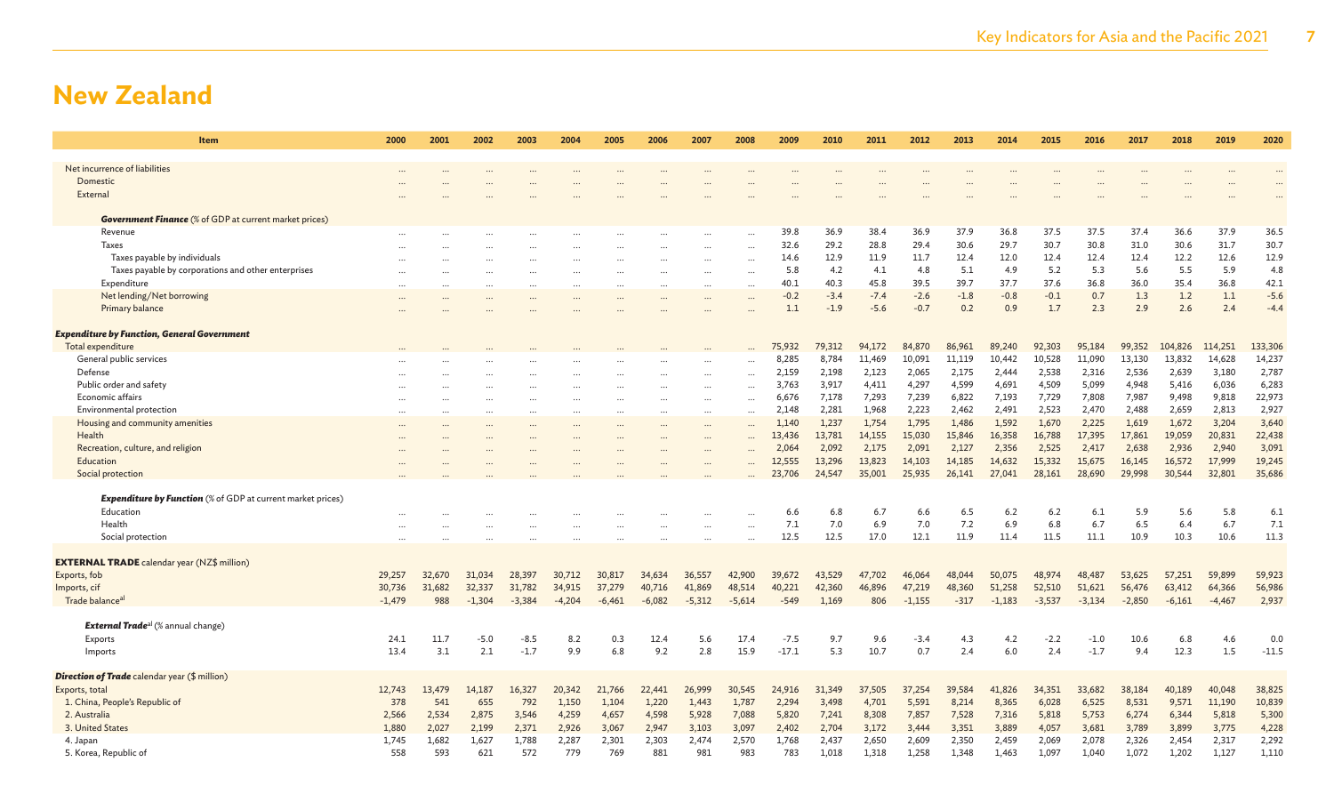# New Zealand

| Item | 2000 | 2001 | 2002 | 2003 | 2004 | 2005 | 2006 | 2007 | 2008 | 2009 | 2010 | 2011 | 2012 | 2013 | 2014 | 2015 | 2016 | 2017 | 2018 | 2019 | 2020 |
|---|---|---|---|---|---|---|---|---|---|---|---|---|---|---|---|---|---|---|---|---|---|
| Net incurrence of liabilities | ... | ... | ... | ... | ... | ... | ... | ... | ... | ... | ... | ... | ... | ... | ... | ... | ... | ... | ... | ... | ... |
| Domestic | ... | ... | ... | ... | ... | ... | ... | ... | ... | ... | ... | ... | ... | ... | ... | ... | ... | ... | ... | ... | ... |
| External | ... | ... | ... | ... | ... | ... | ... | ... | ... | ... | ... | ... | ... | ... | ... | ... | ... | ... | ... | ... | ... |
| ***Government Finance*** (% of GDP at current market prices) | | | | | | | | | | | | | | | | | | | | | |
| Revenue | ... | ... | ... | ... | ... | ... | ... | ... | ... | 39.8 | 36.9 | 38.4 | 36.9 | 37.9 | 36.8 | 37.5 | 37.5 | 37.4 | 36.6 | 37.9 | 36.5 |
| Taxes | ... | ... | ... | ... | ... | ... | ... | ... | ... | 32.6 | 29.2 | 28.8 | 29.4 | 30.6 | 29.7 | 30.7 | 30.8 | 31.0 | 30.6 | 31.7 | 30.7 |
| Taxes payable by individuals | ... | ... | ... | ... | ... | ... | ... | ... | ... | 14.6 | 12.9 | 11.9 | 11.7 | 12.4 | 12.0 | 12.4 | 12.4 | 12.4 | 12.2 | 12.6 | 12.9 |
| Taxes payable by corporations and other enterprises | ... | ... | ... | ... | ... | ... | ... | ... | ... | 5.8 | 4.2 | 4.1 | 4.8 | 5.1 | 4.9 | 5.2 | 5.3 | 5.6 | 5.5 | 5.9 | 4.8 |
| Expenditure | ... | ... | ... | ... | ... | ... | ... | ... | ... | 40.1 | 40.3 | 45.8 | 39.5 | 39.7 | 37.7 | 37.6 | 36.8 | 36.0 | 35.4 | 36.8 | 42.1 |
| Net lending/Net borrowing | ... | ... | ... | ... | ... | ... | ... | ... | ... | -0.2 | -3.4 | -7.4 | -2.6 | -1.8 | -0.8 | -0.1 | 0.7 | 1.3 | 1.2 | 1.1 | -5.6 |
| Primary balance | ... | ... | ... | ... | ... | ... | ... | ... | ... | 1.1 | -1.9 | -5.6 | -0.7 | 0.2 | 0.9 | 1.7 | 2.3 | 2.9 | 2.6 | 2.4 | -4.4 |
| ***Expenditure by Function, General Government*** | | | | | | | | | | | | | | | | | | | | | |
| Total expenditure | ... | ... | ... | ... | ... | ... | ... | ... | ... | 75,932 | 79,312 | 94,172 | 84,870 | 86,961 | 89,240 | 92,303 | 95,184 | 99,352 | 104,826 | 114,251 | 133,306 |
| General public services | ... | ... | ... | ... | ... | ... | ... | ... | ... | 8,285 | 8,784 | 11,469 | 10,091 | 11,119 | 10,442 | 10,528 | 11,090 | 13,130 | 13,832 | 14,628 | 14,237 |
| Defense | ... | ... | ... | ... | ... | ... | ... | ... | ... | 2,159 | 2,198 | 2,123 | 2,065 | 2,175 | 2,444 | 2,538 | 2,316 | 2,536 | 2,639 | 3,180 | 2,787 |
| Public order and safety | ... | ... | ... | ... | ... | ... | ... | ... | ... | 3,763 | 3,917 | 4,411 | 4,297 | 4,599 | 4,691 | 4,509 | 5,099 | 4,948 | 5,416 | 6,036 | 6,283 |
| Economic affairs | ... | ... | ... | ... | ... | ... | ... | ... | ... | 6,676 | 7,178 | 7,293 | 7,239 | 6,822 | 7,193 | 7,729 | 7,808 | 7,987 | 9,498 | 9,818 | 22,973 |
| Environmental protection | ... | ... | ... | ... | ... | ... | ... | ... | ... | 2,148 | 2,281 | 1,968 | 2,223 | 2,462 | 2,491 | 2,523 | 2,470 | 2,488 | 2,659 | 2,813 | 2,927 |
| Housing and community amenities | ... | ... | ... | ... | ... | ... | ... | ... | ... | 1,140 | 1,237 | 1,754 | 1,795 | 1,486 | 1,592 | 1,670 | 2,225 | 1,619 | 1,672 | 3,204 | 3,640 |
| Health | ... | ... | ... | ... | ... | ... | ... | ... | ... | 13,436 | 13,781 | 14,155 | 15,030 | 15,846 | 16,358 | 16,788 | 17,395 | 17,861 | 19,059 | 20,831 | 22,438 |
| Recreation, culture, and religion | ... | ... | ... | ... | ... | ... | ... | ... | ... | 2,064 | 2,092 | 2,175 | 2,091 | 2,127 | 2,356 | 2,525 | 2,417 | 2,638 | 2,936 | 2,940 | 3,091 |
| Education | ... | ... | ... | ... | ... | ... | ... | ... | ... | 12,555 | 13,296 | 13,823 | 14,103 | 14,185 | 14,632 | 15,332 | 15,675 | 16,145 | 16,572 | 17,999 | 19,245 |
| Social protection | ... | ... | ... | ... | ... | ... | ... | ... | ... | 23,706 | 24,547 | 35,001 | 25,935 | 26,141 | 27,041 | 28,161 | 28,690 | 29,998 | 30,544 | 32,801 | 35,686 |
| ***Expenditure by Function*** (% of GDP at current market prices) | | | | | | | | | | | | | | | | | | | | | |
| Education | ... | ... | ... | ... | ... | ... | ... | ... | ... | 6.6 | 6.8 | 6.7 | 6.6 | 6.5 | 6.2 | 6.2 | 6.1 | 5.9 | 5.6 | 5.8 | 6.1 |
| Health | ... | ... | ... | ... | ... | ... | ... | ... | ... | 7.1 | 7.0 | 6.9 | 7.0 | 7.2 | 6.9 | 6.8 | 6.7 | 6.5 | 6.4 | 6.7 | 7.1 |
| Social protection | ... | ... | ... | ... | ... | ... | ... | ... | ... | 12.5 | 12.5 | 17.0 | 12.1 | 11.9 | 11.4 | 11.5 | 11.1 | 10.9 | 10.3 | 10.6 | 11.3 |
| **EXTERNAL TRADE** calendar year (NZ$ million) | | | | | | | | | | | | | | | | | | | | | |
| Exports, fob | 29,257 | 32,670 | 31,034 | 28,397 | 30,712 | 30,817 | 34,634 | 36,557 | 42,900 | 39,672 | 43,529 | 47,702 | 46,064 | 48,044 | 50,075 | 48,974 | 48,487 | 53,625 | 57,251 | 59,899 | 59,923 |
| Imports, cif | 30,736 | 31,682 | 32,337 | 31,782 | 34,915 | 37,279 | 40,716 | 41,869 | 48,514 | 40,221 | 42,360 | 46,896 | 47,219 | 48,360 | 51,258 | 52,510 | 51,621 | 56,476 | 63,412 | 64,366 | 56,986 |
| Trade balance[a] | -1,479 | 988 | -1,304 | -3,384 | -4,204 | -6,461 | -6,082 | -5,312 | -5,614 | -549 | 1,169 | 806 | -1,155 | -317 | -1,183 | -3,537 | -3,134 | -2,850 | -6,161 | -4,467 | 2,937 |
| ***External Trade***[a] (% annual change) | | | | | | | | | | | | | | | | | | | | | |
| Exports | 24.1 | 11.7 | -5.0 | -8.5 | 8.2 | 0.3 | 12.4 | 5.6 | 17.4 | -7.5 | 9.7 | 9.6 | -3.4 | 4.3 | 4.2 | -2.2 | -1.0 | 10.6 | 6.8 | 4.6 | 0.0 |
| Imports | 13.4 | 3.1 | 2.1 | -1.7 | 9.9 | 6.8 | 9.2 | 2.8 | 15.9 | -17.1 | 5.3 | 10.7 | 0.7 | 2.4 | 6.0 | 2.4 | -1.7 | 9.4 | 12.3 | 1.5 | -11.5 |
| ***Direction of Trade*** calendar year ($ million) | | | | | | | | | | | | | | | | | | | | | |
| Exports, total | 12,743 | 13,479 | 14,187 | 16,327 | 20,342 | 21,766 | 22,441 | 26,999 | 30,545 | 24,916 | 31,349 | 37,505 | 37,254 | 39,584 | 41,826 | 34,351 | 33,682 | 38,184 | 40,189 | 40,048 | 38,825 |
| 1. China, People's Republic of | 378 | 541 | 655 | 792 | 1,150 | 1,104 | 1,220 | 1,443 | 1,787 | 2,294 | 3,498 | 4,701 | 5,591 | 8,214 | 8,365 | 6,028 | 6,525 | 8,531 | 9,571 | 11,190 | 10,839 |
| 2. Australia | 2,566 | 2,534 | 2,875 | 3,546 | 4,259 | 4,657 | 4,598 | 5,928 | 7,088 | 5,820 | 7,241 | 8,308 | 7,857 | 7,528 | 7,316 | 5,818 | 5,753 | 6,274 | 6,344 | 5,818 | 5,300 |
| 3. United States | 1,880 | 2,027 | 2,199 | 2,371 | 2,926 | 3,067 | 2,947 | 3,103 | 3,097 | 2,402 | 2,704 | 3,172 | 3,444 | 3,351 | 3,889 | 4,057 | 3,681 | 3,789 | 3,899 | 3,775 | 4,228 |
| 4. Japan | 1,745 | 1,682 | 1,627 | 1,788 | 2,287 | 2,301 | 2,303 | 2,474 | 2,570 | 1,768 | 2,437 | 2,650 | 2,609 | 2,350 | 2,459 | 2,069 | 2,078 | 2,326 | 2,454 | 2,317 | 2,292 |
| 5. Korea, Republic of | 558 | 593 | 621 | 572 | 779 | 769 | 881 | 981 | 983 | 783 | 1,018 | 1,318 | 1,258 | 1,348 | 1,463 | 1,097 | 1,040 | 1,072 | 1,202 | 1,127 | 1,110 |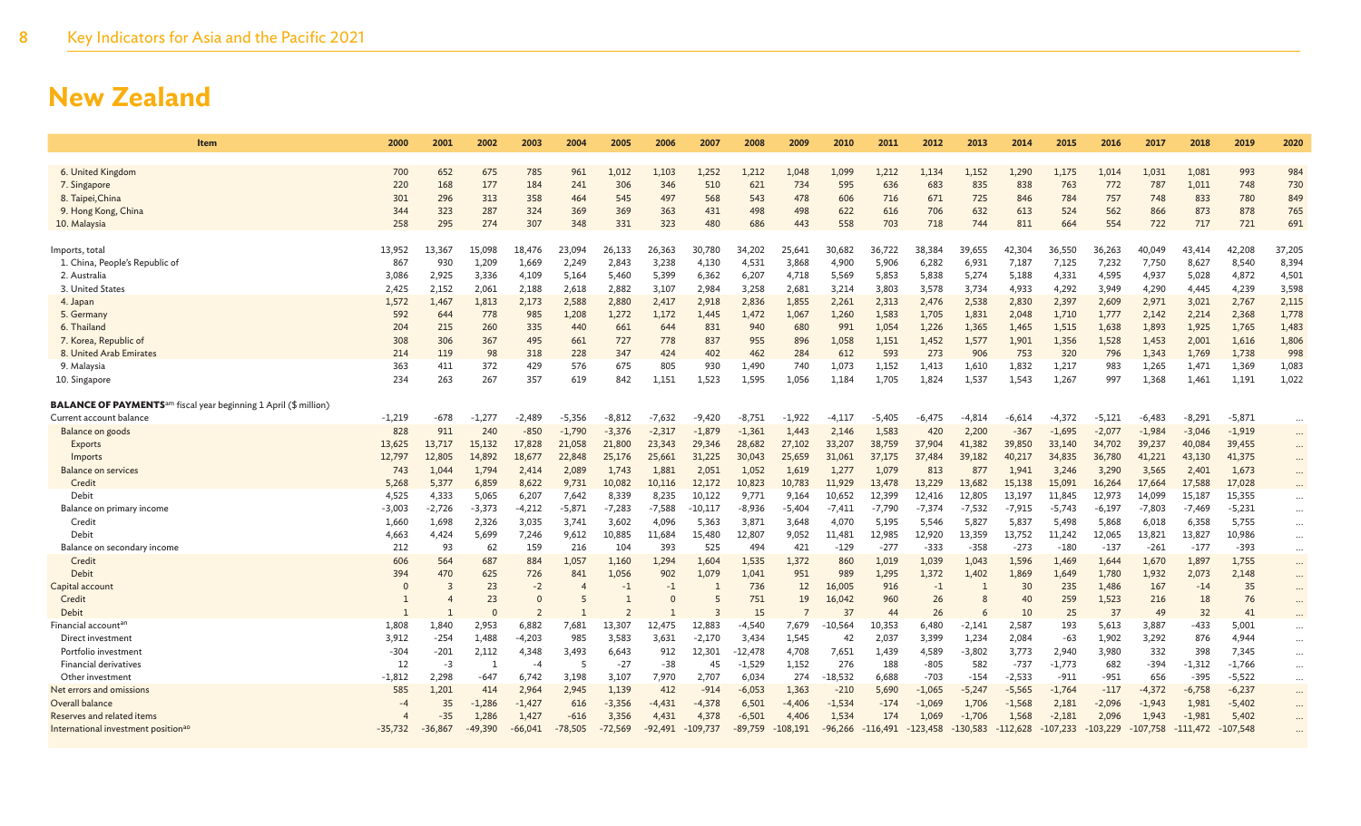# New Zealand

| Item | 2000 | 2001 | 2002 | 2003 | 2004 | 2005 | 2006 | 2007 | 2008 | 2009 | 2010 | 2011 | 2012 | 2013 | 2014 | 2015 | 2016 | 2017 | 2018 | 2019 | 2020 |
|---|---|---|---|---|---|---|---|---|---|---|---|---|---|---|---|---|---|---|---|---|---|
| 6. United Kingdom | 700 | 652 | 675 | 785 | 961 | 1,012 | 1,103 | 1,252 | 1,212 | 1,048 | 1,099 | 1,212 | 1,134 | 1,152 | 1,290 | 1,175 | 1,014 | 1,031 | 1,081 | 993 | 984 |
| 7. Singapore | 220 | 168 | 177 | 184 | 241 | 306 | 346 | 510 | 621 | 734 | 595 | 636 | 683 | 835 | 838 | 763 | 772 | 787 | 1,011 | 748 | 730 |
| 8. Taipei,China | 301 | 296 | 313 | 358 | 464 | 545 | 497 | 568 | 543 | 478 | 606 | 716 | 671 | 725 | 846 | 784 | 757 | 748 | 833 | 780 | 849 |
| 9. Hong Kong, China | 344 | 323 | 287 | 324 | 369 | 369 | 363 | 431 | 498 | 498 | 622 | 616 | 706 | 632 | 613 | 524 | 562 | 866 | 873 | 878 | 765 |
| 10. Malaysia | 258 | 295 | 274 | 307 | 348 | 331 | 323 | 480 | 686 | 443 | 558 | 703 | 718 | 744 | 811 | 664 | 554 | 722 | 717 | 721 | 691 |
| Imports, total | 13,952 | 13,367 | 15,098 | 18,476 | 23,094 | 26,133 | 26,363 | 30,780 | 34,202 | 25,641 | 30,682 | 36,722 | 38,384 | 39,655 | 42,304 | 36,550 | 36,263 | 40,049 | 43,414 | 42,208 | 37,205 |
| 1. China, People's Republic of | 867 | 930 | 1,209 | 1,669 | 2,249 | 2,843 | 3,238 | 4,130 | 4,531 | 3,868 | 4,900 | 5,906 | 6,282 | 6,931 | 7,187 | 7,125 | 7,232 | 7,750 | 8,627 | 8,540 | 8,394 |
| 2. Australia | 3,086 | 2,925 | 3,336 | 4,109 | 5,164 | 5,460 | 5,399 | 6,362 | 6,207 | 4,718 | 5,569 | 5,853 | 5,838 | 5,274 | 5,188 | 4,331 | 4,595 | 4,937 | 5,028 | 4,872 | 4,501 |
| 3. United States | 2,425 | 2,152 | 2,061 | 2,188 | 2,618 | 2,882 | 3,107 | 2,984 | 3,258 | 2,681 | 3,214 | 3,803 | 3,578 | 3,734 | 4,933 | 4,292 | 3,949 | 4,290 | 4,445 | 4,239 | 3,598 |
| 4. Japan | 1,572 | 1,467 | 1,813 | 2,173 | 2,588 | 2,880 | 2,417 | 2,918 | 2,836 | 1,855 | 2,261 | 2,313 | 2,476 | 2,538 | 2,830 | 2,397 | 2,609 | 2,971 | 3,021 | 2,767 | 2,115 |
| 5. Germany | 592 | 644 | 778 | 985 | 1,208 | 1,272 | 1,172 | 1,445 | 1,472 | 1,067 | 1,260 | 1,583 | 1,705 | 1,831 | 2,048 | 1,710 | 1,777 | 2,142 | 2,214 | 2,368 | 1,778 |
| 6. Thailand | 204 | 215 | 260 | 335 | 440 | 661 | 644 | 831 | 940 | 680 | 991 | 1,054 | 1,226 | 1,365 | 1,465 | 1,515 | 1,638 | 1,893 | 1,925 | 1,765 | 1,483 |
| 7. Korea, Republic of | 308 | 306 | 367 | 495 | 661 | 727 | 778 | 837 | 955 | 896 | 1,058 | 1,151 | 1,452 | 1,577 | 1,901 | 1,356 | 1,528 | 1,453 | 2,001 | 1,616 | 1,806 |
| 8. United Arab Emirates | 214 | 119 | 98 | 318 | 228 | 347 | 424 | 402 | 462 | 284 | 612 | 593 | 273 | 906 | 753 | 320 | 796 | 1,343 | 1,769 | 1,738 | 998 |
| 9. Malaysia | 363 | 411 | 372 | 429 | 576 | 675 | 805 | 930 | 1,490 | 740 | 1,073 | 1,152 | 1,413 | 1,610 | 1,832 | 1,217 | 983 | 1,265 | 1,471 | 1,369 | 1,083 |
| 10. Singapore | 234 | 263 | 267 | 357 | 619 | 842 | 1,151 | 1,523 | 1,595 | 1,056 | 1,184 | 1,705 | 1,824 | 1,537 | 1,543 | 1,267 | 997 | 1,368 | 1,461 | 1,191 | 1,022 |
| **BALANCE OF PAYMENTS**[am] fiscal year beginning 1 April ($ million) | | | | | | | | | | | | | | | | | | | | | |
| Current account balance | -1,219 | -678 | -1,277 | -2,489 | -5,356 | -8,812 | -7,632 | -9,420 | -8,751 | -1,922 | -4,117 | -5,405 | -6,475 | -4,814 | -6,614 | -4,372 | -5,121 | -6,483 | -8,291 | -5,871 | ... |
| Balance on goods | 828 | 911 | 240 | -850 | -1,790 | -3,376 | -2,317 | -1,879 | -1,361 | 1,443 | 2,146 | 1,583 | 420 | 2,200 | -367 | -1,695 | -2,077 | -1,984 | -3,046 | -1,919 | ... |
| Exports | 13,625 | 13,717 | 15,132 | 17,828 | 21,058 | 21,800 | 23,343 | 29,346 | 28,682 | 27,102 | 33,207 | 38,759 | 37,904 | 41,382 | 39,850 | 33,140 | 34,702 | 39,237 | 40,084 | 39,455 | ... |
| Imports | 12,797 | 12,805 | 14,892 | 18,677 | 22,848 | 25,176 | 25,661 | 31,225 | 30,043 | 25,659 | 31,061 | 37,175 | 37,484 | 39,182 | 40,217 | 34,835 | 36,780 | 41,221 | 43,130 | 41,375 | ... |
| Balance on services | 743 | 1,044 | 1,794 | 2,414 | 2,089 | 1,743 | 1,881 | 2,051 | 1,052 | 1,619 | 1,277 | 1,079 | 813 | 877 | 1,941 | 3,246 | 3,290 | 3,565 | 2,401 | 1,673 | ... |
| Credit | 5,268 | 5,377 | 6,859 | 8,622 | 9,731 | 10,082 | 10,116 | 12,172 | 10,823 | 10,783 | 11,929 | 13,478 | 13,229 | 13,682 | 15,138 | 15,091 | 16,264 | 17,664 | 17,588 | 17,028 | ... |
| Debit | 4,525 | 4,333 | 5,065 | 6,207 | 7,642 | 8,339 | 8,235 | 10,122 | 9,771 | 9,164 | 10,652 | 12,399 | 12,416 | 12,805 | 13,197 | 11,845 | 12,973 | 14,099 | 15,187 | 15,355 | ... |
| Balance on primary income | -3,003 | -2,726 | -3,373 | -4,212 | -5,871 | -7,283 | -7,588 | -10,117 | -8,936 | -5,404 | -7,411 | -7,790 | -7,374 | -7,532 | -7,915 | -5,743 | -6,197 | -7,803 | -7,469 | -5,231 | ... |
| Credit | 1,660 | 1,698 | 2,326 | 3,035 | 3,741 | 3,602 | 4,096 | 5,363 | 3,871 | 3,648 | 4,070 | 5,195 | 5,546 | 5,827 | 5,837 | 5,498 | 5,868 | 6,018 | 6,358 | 5,755 | ... |
| Debit | 4,663 | 4,424 | 5,699 | 7,246 | 9,612 | 10,885 | 11,684 | 15,480 | 12,807 | 9,052 | 11,481 | 12,985 | 12,920 | 13,359 | 13,752 | 11,242 | 12,065 | 13,821 | 13,827 | 10,986 | ... |
| Balance on secondary income | 212 | 93 | 62 | 159 | 216 | 104 | 393 | 525 | 494 | 421 | -129 | -277 | -333 | -358 | -273 | -180 | -137 | -261 | -177 | -393 | ... |
| Credit | 606 | 564 | 687 | 884 | 1,057 | 1,160 | 1,294 | 1,604 | 1,535 | 1,372 | 860 | 1,019 | 1,039 | 1,043 | 1,596 | 1,469 | 1,644 | 1,670 | 1,897 | 1,755 | ... |
| Debit | 394 | 470 | 625 | 726 | 841 | 1,056 | 902 | 1,079 | 1,041 | 951 | 989 | 1,295 | 1,372 | 1,402 | 1,869 | 1,649 | 1,780 | 1,932 | 2,073 | 2,148 | ... |
| Capital account | 0 | 3 | 23 | -2 | 4 | -1 | -1 | 1 | 736 | 12 | 16,005 | 916 | -1 | 1 | 30 | 235 | 1,486 | 167 | -14 | 35 | ... |
| Credit | 1 | 4 | 23 | 0 | 5 | 1 | 0 | 5 | 751 | 19 | 16,042 | 960 | 26 | 8 | 40 | 259 | 1,523 | 216 | 18 | 76 | ... |
| Debit | 1 | 1 | 0 | 2 | 1 | 2 | 1 | 3 | 15 | 7 | 37 | 44 | 26 | 6 | 10 | 25 | 37 | 49 | 32 | 41 | ... |
| Financial account[an] | 1,808 | 1,840 | 2,953 | 6,882 | 7,681 | 13,307 | 12,475 | 12,883 | -4,540 | 7,679 | -10,564 | 10,353 | 6,480 | -2,141 | 2,587 | 193 | 5,613 | 3,887 | -433 | 5,001 | ... |
| Direct investment | 3,912 | -254 | 1,488 | -4,203 | 985 | 3,583 | 3,631 | -2,170 | 3,434 | 1,545 | 42 | 2,037 | 3,399 | 1,234 | 2,084 | -63 | 1,902 | 3,292 | 876 | 4,944 | ... |
| Portfolio investment | -304 | -201 | 2,112 | 4,348 | 3,493 | 6,643 | 912 | 12,301 | -12,478 | 4,708 | 7,651 | 1,439 | 4,589 | -3,802 | 3,773 | 2,940 | 3,980 | 332 | 398 | 7,345 | ... |
| Financial derivatives | 12 | -3 | 1 | -4 | 5 | -27 | -38 | 45 | -1,529 | 1,152 | 276 | 188 | -805 | 582 | -737 | -1,773 | 682 | -394 | -1,312 | -1,766 | ... |
| Other investment | -1,812 | 2,298 | -647 | 6,742 | 3,198 | 3,107 | 7,970 | 2,707 | 6,034 | 274 | -18,532 | 6,688 | -703 | -154 | -2,533 | -911 | -951 | 656 | -395 | -5,522 | ... |
| Net errors and omissions | 585 | 1,201 | 414 | 2,964 | 2,945 | 1,139 | 412 | -914 | -6,053 | 1,363 | -210 | 5,690 | -1,065 | -5,247 | -5,565 | -1,764 | -117 | -4,372 | -6,758 | -6,237 | ... |
| Overall balance | -4 | 35 | -1,286 | -1,427 | 616 | -3,356 | -4,431 | -4,378 | 6,501 | -4,406 | -1,534 | -174 | -1,069 | 1,706 | -1,568 | 2,181 | -2,096 | -1,943 | 1,981 | -5,402 | ... |
| Reserves and related items | 4 | -35 | 1,286 | 1,427 | -616 | 3,356 | 4,431 | 4,378 | -6,501 | 4,406 | 1,534 | 174 | 1,069 | -1,706 | 1,568 | -2,181 | 2,096 | 1,943 | -1,981 | 5,402 | ... |
| International investment position[ao] | -35,732 | -36,867 | -49,390 | -66,041 | -78,505 | -72,569 | -92,491 | -109,737 | -89,759 | -108,191 | -96,266 | -116,491 | -123,458 | -130,583 | -112,628 | -107,233 | -103,229 | -107,758 | -111,472 | -107,548 | ... |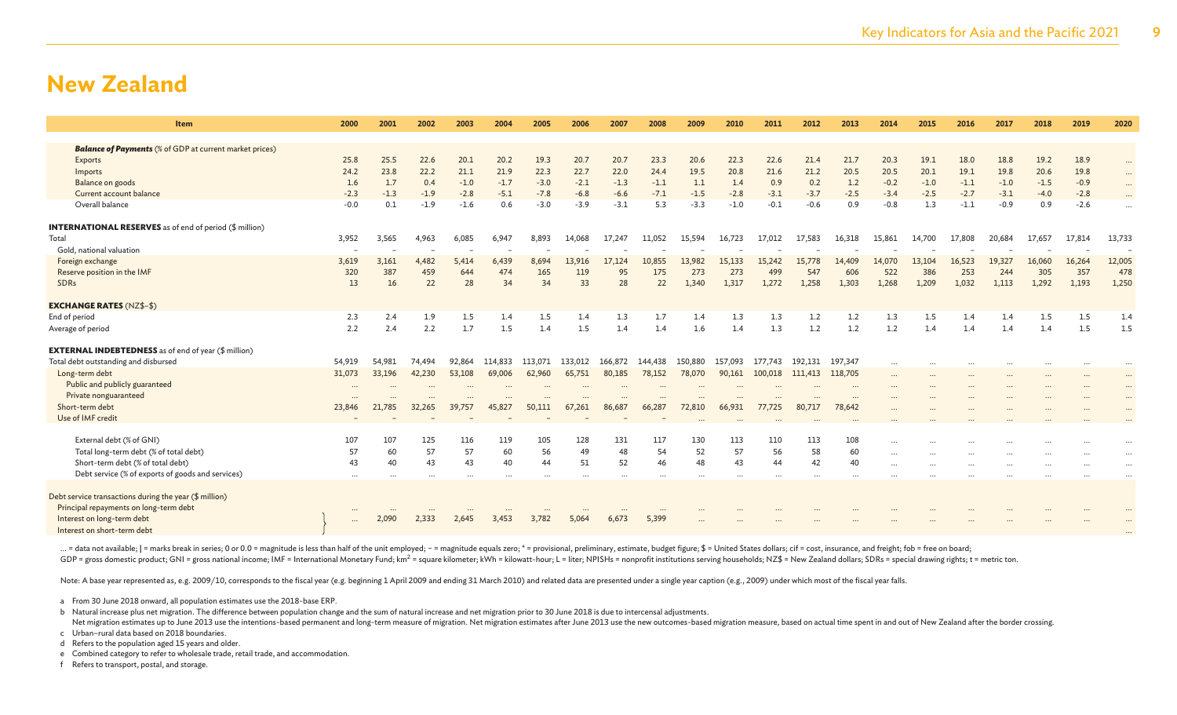# New Zealand

| Item | 2000 | 2001 | 2002 | 2003 | 2004 | 2005 | 2006 | 2007 | 2008 | 2009 | 2010 | 2011 | 2012 | 2013 | 2014 | 2015 | 2016 | 2017 | 2018 | 2019 | 2020 |
|---|---|---|---|---|---|---|---|---|---|---|---|---|---|---|---|---|---|---|---|---|---|
| ***Balance of Payments*** (% of GDP at current market prices) | | | | | | | | | | | | | | | | | | | | | |
| Exports | 25.8 | 25.5 | 22.6 | 20.1 | 20.2 | 19.3 | 20.7 | 20.7 | 23.3 | 20.6 | 22.3 | 22.6 | 21.4 | 21.7 | 20.3 | 19.1 | 18.0 | 18.8 | 19.2 | 18.9 | ... |
| Imports | 24.2 | 23.8 | 22.2 | 21.1 | 21.9 | 22.3 | 22.7 | 22.0 | 24.4 | 19.5 | 20.8 | 21.6 | 21.2 | 20.5 | 20.5 | 20.1 | 19.1 | 19.8 | 20.6 | 19.8 | ... |
| Balance on goods | 1.6 | 1.7 | 0.4 | -1.0 | -1.7 | -3.0 | -2.1 | -1.3 | -1.1 | 1.1 | 1.4 | 0.9 | 0.2 | 1.2 | -0.2 | -1.0 | -1.1 | -1.0 | -1.5 | -0.9 | ... |
| Current account balance | -2.3 | -1.3 | -1.9 | -2.8 | -5.1 | -7.8 | -6.8 | -6.6 | -7.1 | -1.5 | -2.8 | -3.1 | -3.7 | -2.5 | -3.4 | -2.5 | -2.7 | -3.1 | -4.0 | -2.8 | ... |
| Overall balance | -0.0 | 0.1 | -1.9 | -1.6 | 0.6 | -3.0 | -3.9 | -3.1 | 5.3 | -3.3 | -1.0 | -0.1 | -0.6 | 0.9 | -0.8 | 1.3 | -1.1 | -0.9 | 0.9 | -2.6 | ... |
| **INTERNATIONAL RESERVES** as of end of period ($ million) | | | | | | | | | | | | | | | | | | | | | |
| Total | 3,952 | 3,565 | 4,963 | 6,085 | 6,947 | 8,893 | 14,068 | 17,247 | 11,052 | 15,594 | 16,723 | 17,012 | 17,583 | 16,318 | 15,861 | 14,700 | 17,808 | 20,684 | 17,657 | 17,814 | 13,733 |
| Gold, national valuation | – | – | – | – | – | – | – | – | – | – | – | – | – | – | – | – | – | – | – | – | – |
| Foreign exchange | 3,619 | 3,161 | 4,482 | 5,414 | 6,439 | 8,694 | 13,916 | 17,124 | 10,855 | 13,982 | 15,133 | 15,242 | 15,778 | 14,409 | 14,070 | 13,104 | 16,523 | 19,327 | 16,060 | 16,264 | 12,005 |
| Reserve position in the IMF | 320 | 387 | 459 | 644 | 474 | 165 | 119 | 95 | 175 | 273 | 273 | 499 | 547 | 606 | 522 | 386 | 253 | 244 | 305 | 357 | 478 |
| SDRs | 13 | 16 | 22 | 28 | 34 | 34 | 33 | 28 | 22 | 1,340 | 1,317 | 1,272 | 1,258 | 1,303 | 1,268 | 1,209 | 1,032 | 1,113 | 1,292 | 1,193 | 1,250 |
| **EXCHANGE RATES** (NZ$–$) | | | | | | | | | | | | | | | | | | | | | |
| End of period | 2.3 | 2.4 | 1.9 | 1.5 | 1.4 | 1.5 | 1.4 | 1.3 | 1.7 | 1.4 | 1.3 | 1.3 | 1.2 | 1.2 | 1.3 | 1.5 | 1.4 | 1.4 | 1.5 | 1.5 | 1.4 |
| Average of period | 2.2 | 2.4 | 2.2 | 1.7 | 1.5 | 1.4 | 1.5 | 1.4 | 1.4 | 1.6 | 1.4 | 1.3 | 1.2 | 1.2 | 1.2 | 1.4 | 1.4 | 1.4 | 1.4 | 1.5 | 1.5 |
| **EXTERNAL INDEBTEDNESS** as of end of year ($ million) | | | | | | | | | | | | | | | | | | | | | |
| Total debt outstanding and disbursed | 54,919 | 54,981 | 74,494 | 92,864 | 114,833 | 113,071 | 133,012 | 166,872 | 144,438 | 150,880 | 157,093 | 177,743 | 192,131 | 197,347 | ... | ... | ... | ... | ... | ... | ... |
| Long-term debt | 31,073 | 33,196 | 42,230 | 53,108 | 69,006 | 62,960 | 65,751 | 80,185 | 78,152 | 78,070 | 90,161 | 100,018 | 111,413 | 118,705 | ... | ... | ... | ... | ... | ... | ... |
| Public and publicly guaranteed | ... | ... | ... | ... | ... | ... | ... | ... | ... | ... | ... | ... | ... | ... | ... | ... | ... | ... | ... | ... | ... |
| Private nonguaranteed | ... | ... | ... | ... | ... | ... | ... | ... | ... | ... | ... | ... | ... | ... | ... | ... | ... | ... | ... | ... | ... |
| Short-term debt | 23,846 | 21,785 | 32,265 | 39,757 | 45,827 | 50,111 | 67,261 | 86,687 | 66,287 | 72,810 | 66,931 | 77,725 | 80,717 | 78,642 | ... | ... | ... | ... | ... | ... | ... |
| Use of IMF credit | – | – | – | – | – | – | – | – | – | ... | ... | ... | ... | ... | ... | ... | ... | ... | ... | ... | ... |
| External debt (% of GNI) | 107 | 107 | 125 | 116 | 119 | 105 | 128 | 131 | 117 | 130 | 113 | 110 | 113 | 108 | ... | ... | ... | ... | ... | ... | ... |
| Total long-term debt (% of total debt) | 57 | 60 | 57 | 57 | 60 | 56 | 49 | 48 | 54 | 52 | 57 | 56 | 58 | 60 | ... | ... | ... | ... | ... | ... | ... |
| Short-term debt (% of total debt) | 43 | 40 | 43 | 43 | 40 | 44 | 51 | 52 | 46 | 48 | 43 | 44 | 42 | 40 | ... | ... | ... | ... | ... | ... | ... |
| Debt service (% of exports of goods and services) | ... | ... | ... | ... | ... | ... | ... | ... | ... | ... | ... | ... | ... | ... | ... | ... | ... | ... | ... | ... | ... |
| Debt service transactions during the year ($ million) | | | | | | | | | | | | | | | | | | | | | |
| Principal repayments on long-term debt | ... | ... | ... | ... | ... | ... | ... | ... | ... | ... | ... | ... | ... | ... | ... | ... | ... | ... | ... | ... | ... |
| Interest on long-term debt / Interest on short-term debt | ... | 2,090 | 2,333 | 2,645 | 3,453 | 3,782 | 5,064 | 6,673 | 5,399 | ... | ... | ... | ... | ... | ... | ... | ... | ... | ... | ... | ... |

... = data not available; | = marks break in series; 0 or 0.0 = magnitude is less than half of the unit employed; – = magnitude equals zero; * = provisional, preliminary, estimate, budget figure; $ = United States dollars; cif = cost, insurance, and freight; fob = free on board;
GDP = gross domestic product; GNI = gross national income; IMF = International Monetary Fund; $km^2$ = square kilometer; kWh = kilowatt-hour; L = liter; NPISHs = nonprofit institutions serving households; NZ$ = New Zealand dollars; SDRs = special drawing rights; t = metric ton.

Note: A base year represented as, e.g. 2009/10, corresponds to the fiscal year (e.g. beginning 1 April 2009 and ending 31 March 2010) and related data are presented under a single year caption (e.g., 2009) under which most of the fiscal year falls.

a From 30 June 2018 onward, all population estimates use the 2018-base ERP.

b Natural increase plus net migration. The difference between population change and the sum of natural increase and net migration prior to 30 June 2018 is due to intercensal adjustments.
Net migration estimates up to June 2013 use the intentions-based permanent and long-term measure of migration. Net migration estimates after June 2013 use the new outcomes-based migration measure, based on actual time spent in and out of New Zealand after the border crossing.

c Urban–rural data based on 2018 boundaries.

d Refers to the population aged 15 years and older.

e Combined category to refer to wholesale trade, retail trade, and accommodation.

f Refers to transport, postal, and storage.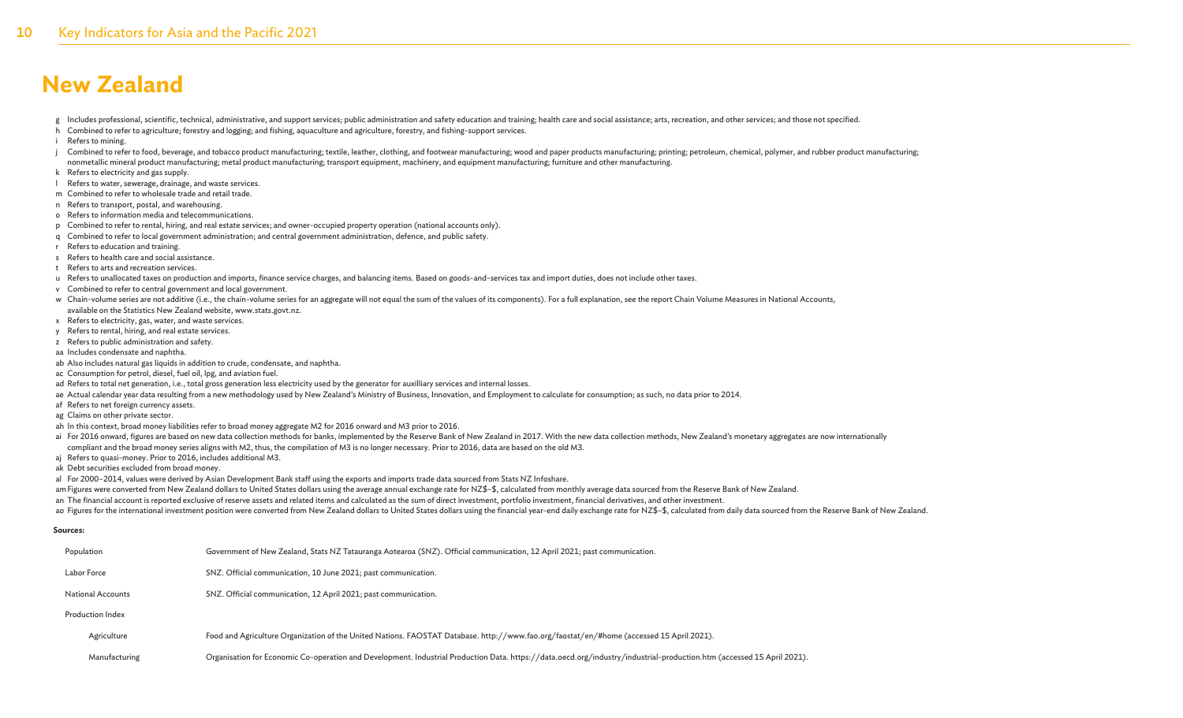# New Zealand

g Includes professional, scientific, technical, administrative, and support services; public administration and safety education and training; health care and social assistance; arts, recreation, and other services; and those not specified.
h Combined to refer to agriculture; forestry and logging; and fishing, aquaculture and agriculture, forestry, and fishing-support services.
i Refers to mining.
j Combined to refer to food, beverage, and tobacco product manufacturing; textile, leather, clothing, and footwear manufacturing; wood and paper products manufacturing; printing; petroleum, chemical, polymer, and rubber product manufacturing; nonmetallic mineral product manufacturing; metal product manufacturing; transport equipment, machinery, and equipment manufacturing; furniture and other manufacturing.
k Refers to electricity and gas supply.
l Refers to water, sewerage, drainage, and waste services.
m Combined to refer to wholesale trade and retail trade.
n Refers to transport, postal, and warehousing.
o Refers to information media and telecommunications.
p Combined to refer to rental, hiring, and real estate services; and owner-occupied property operation (national accounts only).
q Combined to refer to local government administration; and central government administration, defence, and public safety.
r Refers to education and training.
s Refers to health care and social assistance.
t Refers to arts and recreation services.
u Refers to unallocated taxes on production and imports, finance service charges, and balancing items. Based on goods-and-services tax and import duties, does not include other taxes.
v Combined to refer to central government and local government.
w Chain-volume series are not additive (i.e., the chain-volume series for an aggregate will not equal the sum of the values of its components). For a full explanation, see the report Chain Volume Measures in National Accounts, available on the Statistics New Zealand website, www.stats.govt.nz.
x Refers to electricity, gas, water, and waste services.
y Refers to rental, hiring, and real estate services.
z Refers to public administration and safety.
aa Includes condensate and naphtha.
ab Also includes natural gas liquids in addition to crude, condensate, and naphtha.
ac Consumption for petrol, diesel, fuel oil, lpg, and aviation fuel.
ad Refers to total net generation, i.e., total gross generation less electricity used by the generator for auxilliary services and internal losses.
ae Actual calendar year data resulting from a new methodology used by New Zealand's Ministry of Business, Innovation, and Employment to calculate for consumption; as such, no data prior to 2014.
af Refers to net foreign currency assets.
ag Claims on other private sector.
ah In this context, broad money liabilities refer to broad money aggregate M2 for 2016 onward and M3 prior to 2016.
ai For 2016 onward, figures are based on new data collection methods for banks, implemented by the Reserve Bank of New Zealand in 2017. With the new data collection methods, New Zealand's monetary aggregates are now internationally compliant and the broad money series aligns with M2, thus, the compilation of M3 is no longer necessary. Prior to 2016, data are based on the old M3.
aj Refers to quasi-money. Prior to 2016, includes additional M3.
ak Debt securities excluded from broad money.
al For 2000–2014, values were derived by Asian Development Bank staff using the exports and imports trade data sourced from Stats NZ Infoshare.
am Figures were converted from New Zealand dollars to United States dollars using the average annual exchange rate for NZ$-$, calculated from monthly average data sourced from the Reserve Bank of New Zealand.
an The financial account is reported exclusive of reserve assets and related items and calculated as the sum of direct investment, portfolio investment, financial derivatives, and other investment.
ao Figures for the international investment position were converted from New Zealand dollars to United States dollars using the financial year-end daily exchange rate for NZ$-$, calculated from daily data sourced from the Reserve Bank of New Zealand.

**Sources:**

| | |
|---|---|
| Population | Government of New Zealand, Stats NZ Tatauranga Aotearoa (SNZ). Official communication, 12 April 2021; past communication. |
| Labor Force | SNZ. Official communication, 10 June 2021; past communication. |
| National Accounts | SNZ. Official communication, 12 April 2021; past communication. |
| Production Index | |
| Agriculture | Food and Agriculture Organization of the United Nations. FAOSTAT Database. http://www.fao.org/faostat/en/#home (accessed 15 April 2021). |
| Manufacturing | Organisation for Economic Co-operation and Development. Industrial Production Data. https://data.oecd.org/industry/industrial-production.htm (accessed 15 April 2021). |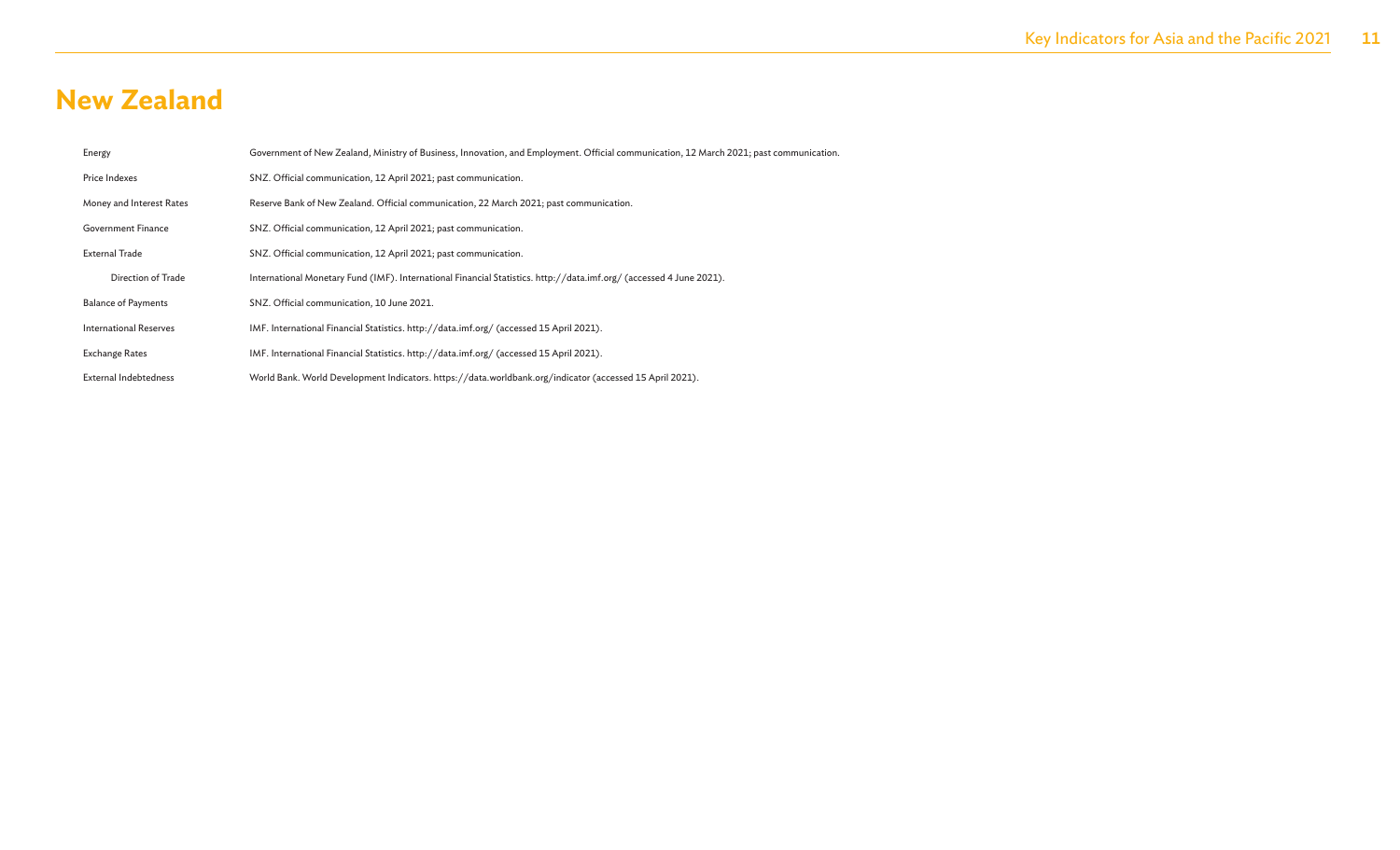# New Zealand

| | |
|---|---|
| Energy | Government of New Zealand, Ministry of Business, Innovation, and Employment. Official communication, 12 March 2021; past communication. |
| Price Indexes | SNZ. Official communication, 12 April 2021; past communication. |
| Money and Interest Rates | Reserve Bank of New Zealand. Official communication, 22 March 2021; past communication. |
| Government Finance | SNZ. Official communication, 12 April 2021; past communication. |
| External Trade | SNZ. Official communication, 12 April 2021; past communication. |
| Direction of Trade | International Monetary Fund (IMF). International Financial Statistics. http://data.imf.org/ (accessed 4 June 2021). |
| Balance of Payments | SNZ. Official communication, 10 June 2021. |
| International Reserves | IMF. International Financial Statistics. http://data.imf.org/ (accessed 15 April 2021). |
| Exchange Rates | IMF. International Financial Statistics. http://data.imf.org/ (accessed 15 April 2021). |
| External Indebtedness | World Bank. World Development Indicators. https://data.worldbank.org/indicator (accessed 15 April 2021). |